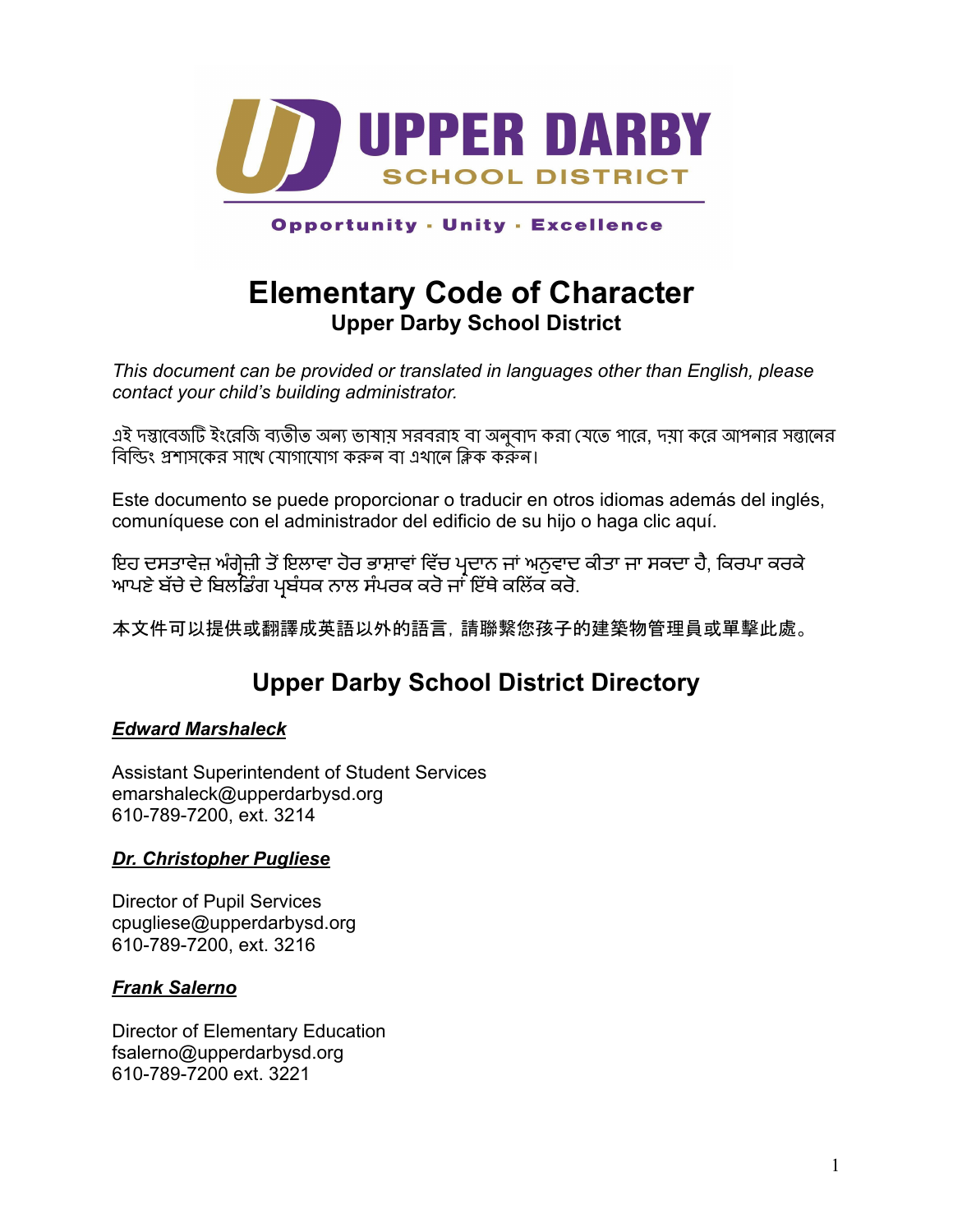UPPER DARBY
SCHOOL DISTRICT

Opportunity · Unity · Excellence

# Elementary Code of Character

**Upper Darby School District**

*This document can be provided or translated in languages other than English, please contact your child's building administrator.*

এই দস্তাবেজটি ইংরেজি ব্যতীত অন্য ভাষায় সরবরাহ বা অনুবাদ করা যেতে পারে, দয়া করে আপনার সন্তানের বিল্ডিং প্রশাসকের সাথে যোগাযোগ করুন বা এখানে ক্লিক করুন।

Este documento se puede proporcionar o traducir en otros idiomas además del inglés, comuníquese con el administrador del edificio de su hijo o haga clic aquí.

ਇਹ ਦਸਤਾਵੇਜ਼ ਅੰਗ੍ਰੇਜ਼ੀ ਤੋਂ ਇਲਾਵਾ ਹੋਰ ਭਾਸ਼ਾਵਾਂ ਵਿੱਚ ਪ੍ਰਦਾਨ ਜਾਂ ਅਨੁਵਾਦ ਕੀਤਾ ਜਾ ਸਕਦਾ ਹੈ, ਕਿਰਪਾ ਕਰਕੇ ਆਪਣੇ ਬੱਚੇ ਦੇ ਬਿਲਡਿੰਗ ਪ੍ਰਬੰਧਕ ਨਾਲ ਸੰਪਰਕ ਕਰੋ ਜਾਂ ਇੱਥੇ ਕਲਿੱਕ ਕਰੋ.

本文件可以提供或翻譯成英語以外的語言，請聯繫您孩子的建築物管理員或單擊此處。

## Upper Darby School District Directory

***Edward Marshaleck***

Assistant Superintendent of Student Services
emarshaleck@upperdarbysd.org
610-789-7200, ext. 3214

***Dr. Christopher Pugliese***

Director of Pupil Services
cpugliese@upperdarbysd.org
610-789-7200, ext. 3216

***Frank Salerno***

Director of Elementary Education
fsalerno@upperdarbysd.org
610-789-7200 ext. 3221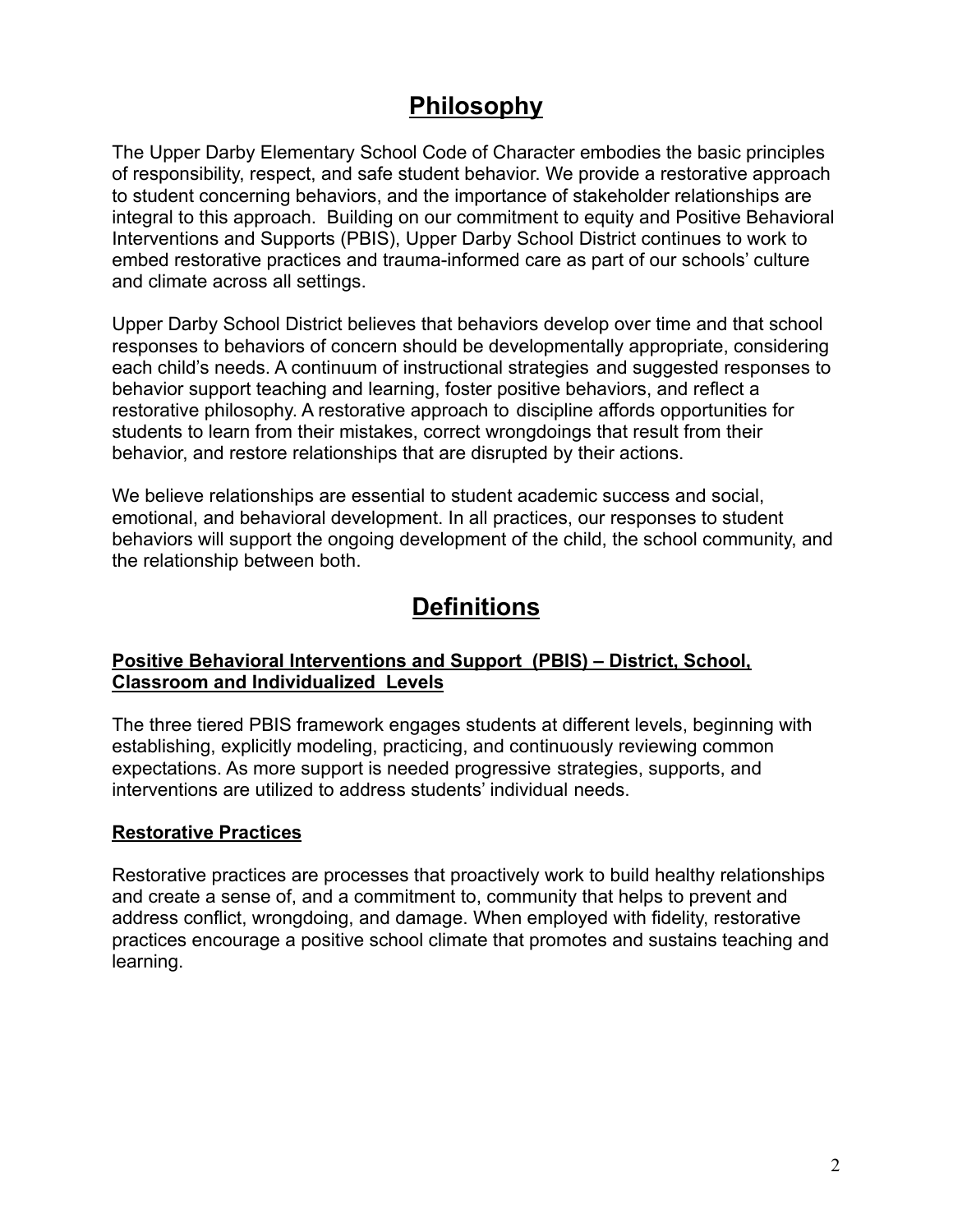# Philosophy

The Upper Darby Elementary School Code of Character embodies the basic principles of responsibility, respect, and safe student behavior. We provide a restorative approach to student concerning behaviors, and the importance of stakeholder relationships are integral to this approach. Building on our commitment to equity and Positive Behavioral Interventions and Supports (PBIS), Upper Darby School District continues to work to embed restorative practices and trauma-informed care as part of our schools' culture and climate across all settings.

Upper Darby School District believes that behaviors develop over time and that school responses to behaviors of concern should be developmentally appropriate, considering each child's needs. A continuum of instructional strategies and suggested responses to behavior support teaching and learning, foster positive behaviors, and reflect a restorative philosophy. A restorative approach to discipline affords opportunities for students to learn from their mistakes, correct wrongdoings that result from their behavior, and restore relationships that are disrupted by their actions.

We believe relationships are essential to student academic success and social, emotional, and behavioral development. In all practices, our responses to student behaviors will support the ongoing development of the child, the school community, and the relationship between both.

# Definitions

### Positive Behavioral Interventions and Support (PBIS) – District, School, Classroom and Individualized Levels

The three tiered PBIS framework engages students at different levels, beginning with establishing, explicitly modeling, practicing, and continuously reviewing common expectations. As more support is needed progressive strategies, supports, and interventions are utilized to address students' individual needs.

### Restorative Practices

Restorative practices are processes that proactively work to build healthy relationships and create a sense of, and a commitment to, community that helps to prevent and address conflict, wrongdoing, and damage. When employed with fidelity, restorative practices encourage a positive school climate that promotes and sustains teaching and learning.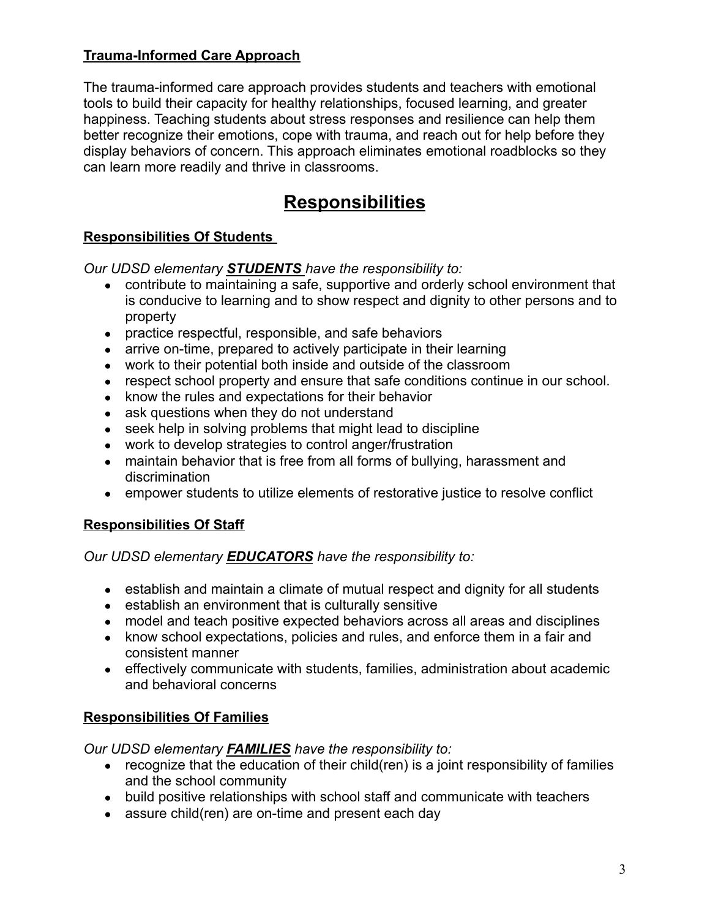### Trauma-Informed Care Approach

The trauma-informed care approach provides students and teachers with emotional tools to build their capacity for healthy relationships, focused learning, and greater happiness. Teaching students about stress responses and resilience can help them better recognize their emotions, cope with trauma, and reach out for help before they display behaviors of concern. This approach eliminates emotional roadblocks so they can learn more readily and thrive in classrooms.

# Responsibilities

### Responsibilities Of Students

*Our UDSD elementary **STUDENTS** have the responsibility to:*

- contribute to maintaining a safe, supportive and orderly school environment that is conducive to learning and to show respect and dignity to other persons and to property
- practice respectful, responsible, and safe behaviors
- arrive on-time, prepared to actively participate in their learning
- work to their potential both inside and outside of the classroom
- respect school property and ensure that safe conditions continue in our school.
- know the rules and expectations for their behavior
- ask questions when they do not understand
- seek help in solving problems that might lead to discipline
- work to develop strategies to control anger/frustration
- maintain behavior that is free from all forms of bullying, harassment and discrimination
- empower students to utilize elements of restorative justice to resolve conflict

### Responsibilities Of Staff

*Our UDSD elementary **EDUCATORS** have the responsibility to:*

- establish and maintain a climate of mutual respect and dignity for all students
- establish an environment that is culturally sensitive
- model and teach positive expected behaviors across all areas and disciplines
- know school expectations, policies and rules, and enforce them in a fair and consistent manner
- effectively communicate with students, families, administration about academic and behavioral concerns

### Responsibilities Of Families

*Our UDSD elementary **FAMILIES** have the responsibility to:*

- recognize that the education of their child(ren) is a joint responsibility of families and the school community
- build positive relationships with school staff and communicate with teachers
- assure child(ren) are on-time and present each day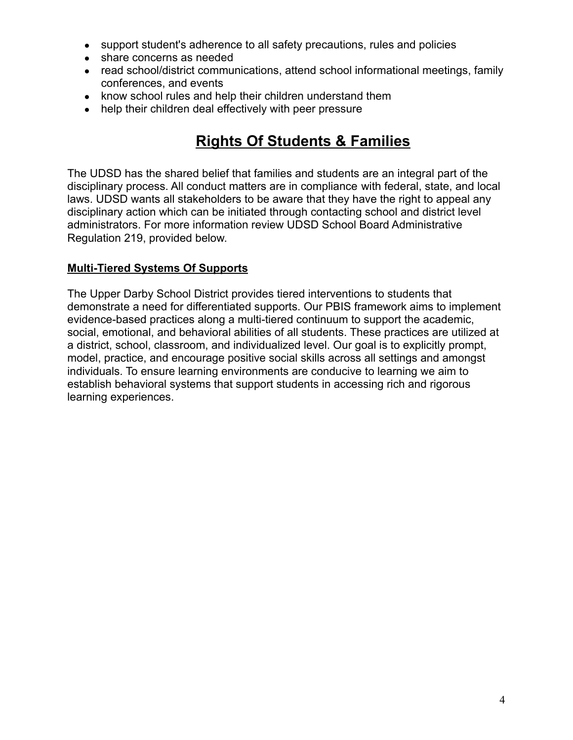- support student's adherence to all safety precautions, rules and policies
- share concerns as needed
- read school/district communications, attend school informational meetings, family conferences, and events
- know school rules and help their children understand them
- help their children deal effectively with peer pressure

## Rights Of Students & Families

The UDSD has the shared belief that families and students are an integral part of the disciplinary process. All conduct matters are in compliance with federal, state, and local laws. UDSD wants all stakeholders to be aware that they have the right to appeal any disciplinary action which can be initiated through contacting school and district level administrators. For more information review UDSD School Board Administrative Regulation 219, provided below.

### Multi-Tiered Systems Of Supports

The Upper Darby School District provides tiered interventions to students that demonstrate a need for differentiated supports. Our PBIS framework aims to implement evidence-based practices along a multi-tiered continuum to support the academic, social, emotional, and behavioral abilities of all students. These practices are utilized at a district, school, classroom, and individualized level. Our goal is to explicitly prompt, model, practice, and encourage positive social skills across all settings and amongst individuals. To ensure learning environments are conducive to learning we aim to establish behavioral systems that support students in accessing rich and rigorous learning experiences.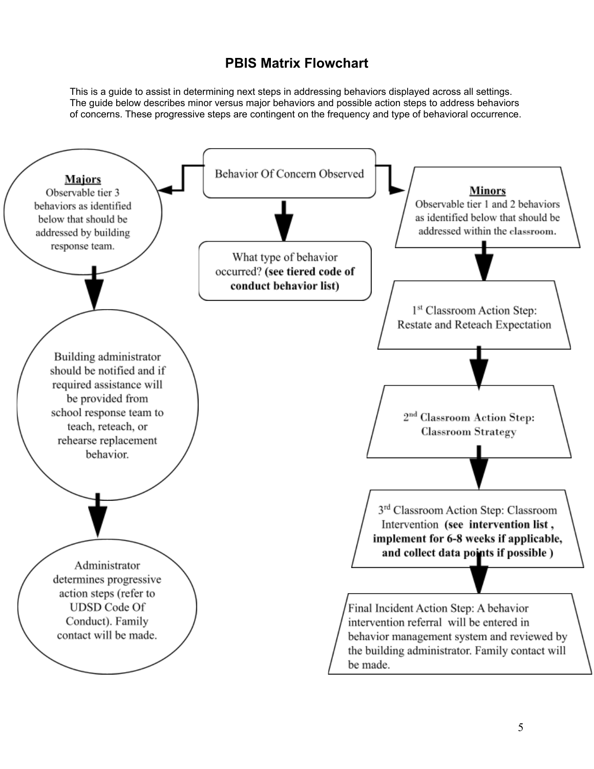# PBIS Matrix Flowchart

This is a guide to assist in determining next steps in addressing behaviors displayed across all settings. The guide below describes minor versus major behaviors and possible action steps to address behaviors of concerns. These progressive steps are contingent on the frequency and type of behavioral occurrence.

**Behavior Of Concern Observed**

What type of behavior occurred? **(see tiered code of conduct behavior list)**

**Majors**

Observable tier 3 behaviors as identified below that should be addressed by building response team.

↓

Building administrator should be notified and if required assistance will be provided from school response team to teach, reteach, or rehearse replacement behavior.

↓

Administrator determines progressive action steps (refer to UDSD Code Of Conduct). Family contact will be made.

**Minors**

Observable tier 1 and 2 behaviors as identified below that should be addressed within the classroom.

↓

1st Classroom Action Step: Restate and Reteach Expectation

↓

2nd Classroom Action Step: Classroom Strategy

↓

3rd Classroom Action Step: Classroom Intervention **(see intervention list , implement for 6-8 weeks if applicable, and collect data points if possible )**

↓

Final Incident Action Step: A behavior intervention referral will be entered in behavior management system and reviewed by the building administrator. Family contact will be made.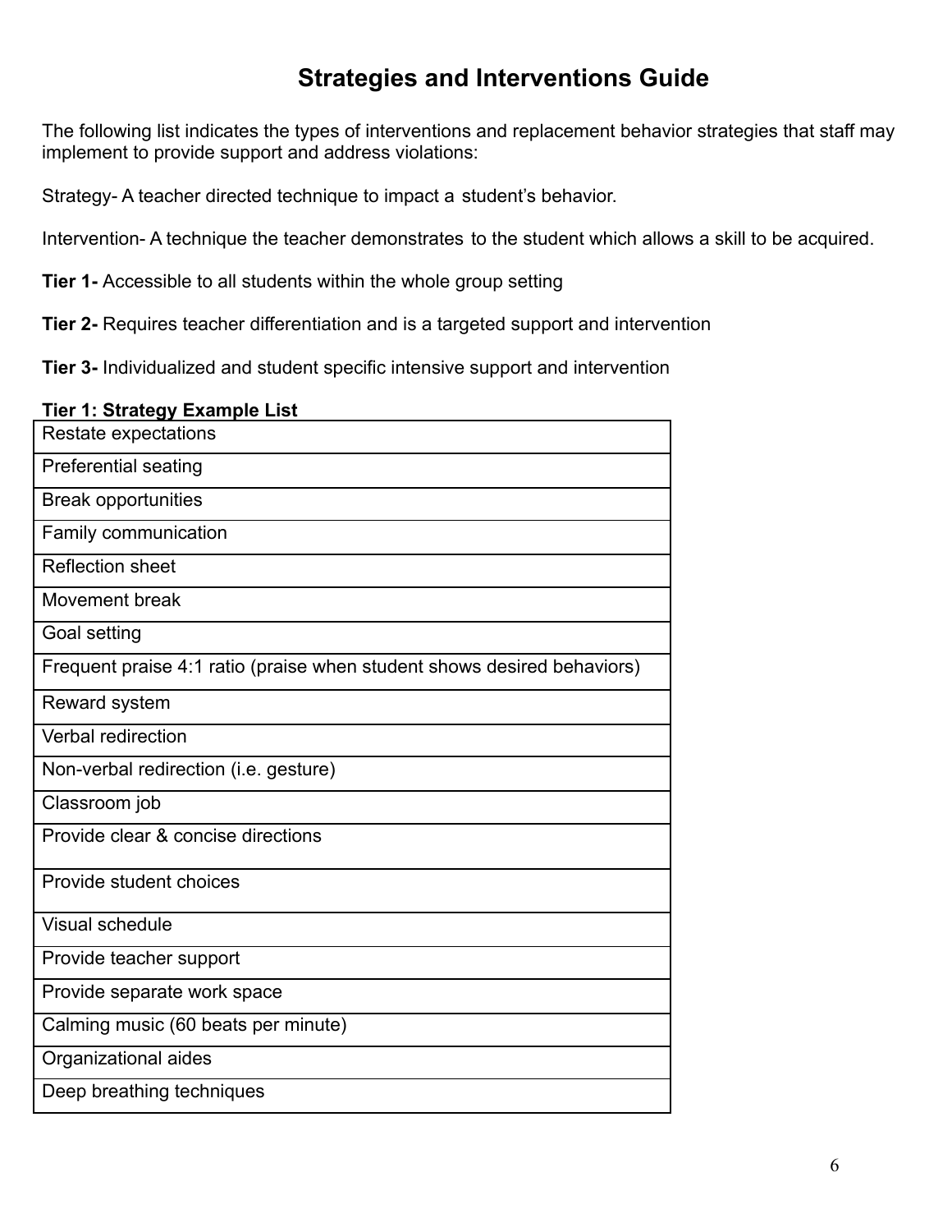# Strategies and Interventions Guide

The following list indicates the types of interventions and replacement behavior strategies that staff may implement to provide support and address violations:

Strategy- A teacher directed technique to impact a student's behavior.

Intervention- A technique the teacher demonstrates to the student which allows a skill to be acquired.

**Tier 1-** Accessible to all students within the whole group setting

**Tier 2-** Requires teacher differentiation and is a targeted support and intervention

**Tier 3-** Individualized and student specific intensive support and intervention

**Tier 1: Strategy Example List**

| Tier 1: Strategy Example List |
|---|
| Restate expectations |
| Preferential seating |
| Break opportunities |
| Family communication |
| Reflection sheet |
| Movement break |
| Goal setting |
| Frequent praise 4:1 ratio (praise when student shows desired behaviors) |
| Reward system |
| Verbal redirection |
| Non-verbal redirection (i.e. gesture) |
| Classroom job |
| Provide clear & concise directions |
| Provide student choices |
| Visual schedule |
| Provide teacher support |
| Provide separate work space |
| Calming music (60 beats per minute) |
| Organizational aides |
| Deep breathing techniques |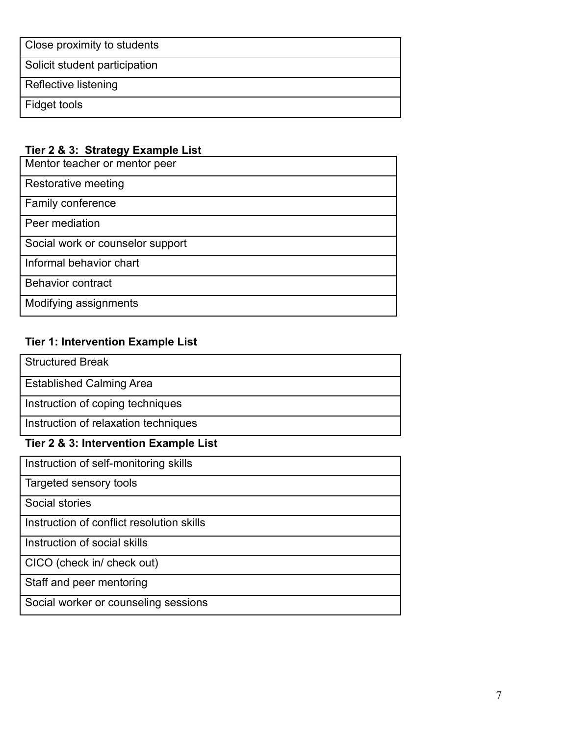| Close proximity to students |
|---|
| Solicit student participation |
| Reflective listening |
| Fidget tools |

**Tier 2 & 3: Strategy Example List**

| Mentor teacher or mentor peer |
|---|
| Restorative meeting |
| Family conference |
| Peer mediation |
| Social work or counselor support |
| Informal behavior chart |
| Behavior contract |
| Modifying assignments |

**Tier 1: Intervention Example List**

| Structured Break |
|---|
| Established Calming Area |
| Instruction of coping techniques |
| Instruction of relaxation techniques |

**Tier 2 & 3: Intervention Example List**

| Instruction of self-monitoring skills |
|---|
| Targeted sensory tools |
| Social stories |
| Instruction of conflict resolution skills |
| Instruction of social skills |
| CICO (check in/ check out) |
| Staff and peer mentoring |
| Social worker or counseling sessions |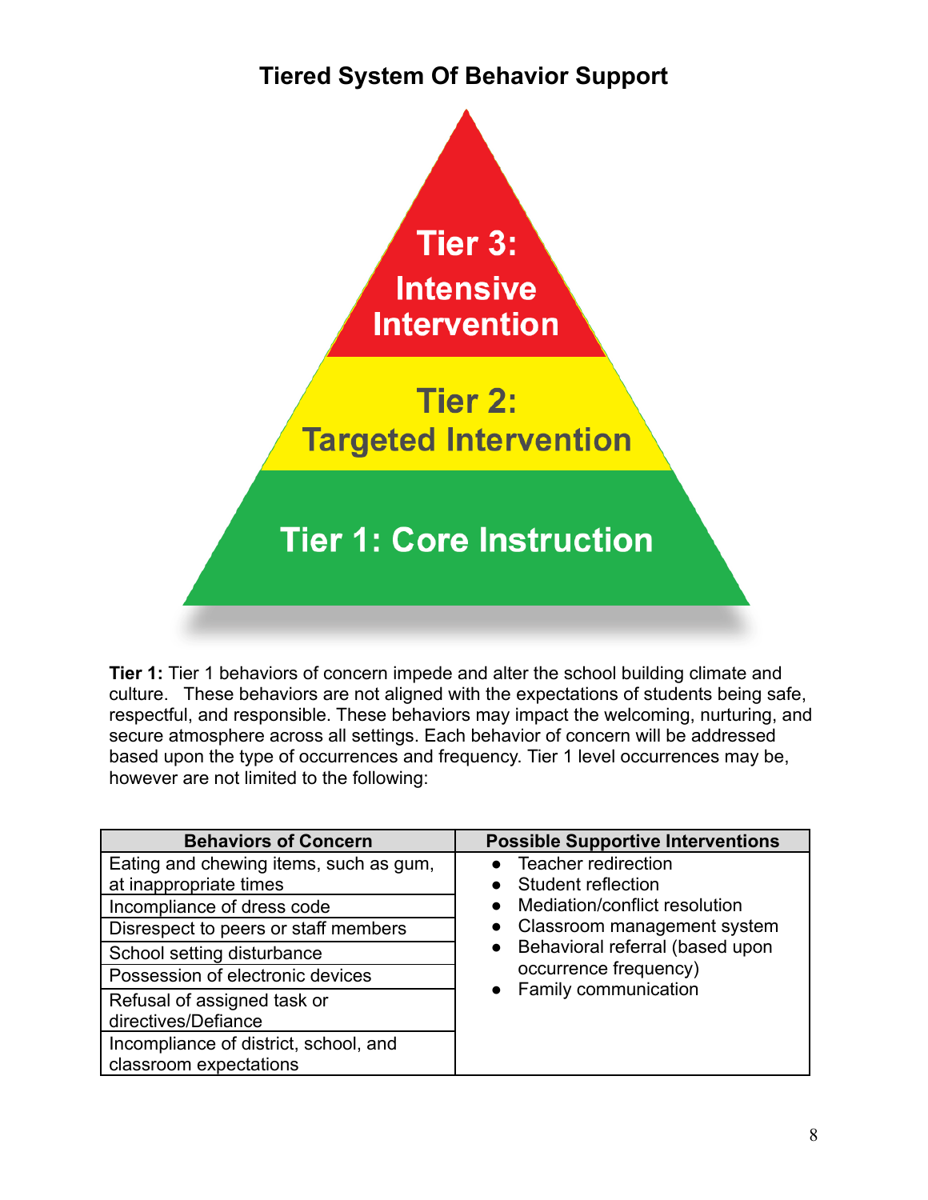## Tiered System Of Behavior Support

Tier 3: Intensive Intervention

Tier 2: Targeted Intervention

Tier 1: Core Instruction

**Tier 1:** Tier 1 behaviors of concern impede and alter the school building climate and culture. These behaviors are not aligned with the expectations of students being safe, respectful, and responsible. These behaviors may impact the welcoming, nurturing, and secure atmosphere across all settings. Each behavior of concern will be addressed based upon the type of occurrences and frequency. Tier 1 level occurrences may be, however are not limited to the following:

| Behaviors of Concern | Possible Supportive Interventions |
|---|---|
| Eating and chewing items, such as gum, at inappropriate times | • Teacher redirection<br>• Student reflection<br>• Mediation/conflict resolution<br>• Classroom management system<br>• Behavioral referral (based upon occurrence frequency)<br>• Family communication |
| Incompliance of dress code | |
| Disrespect to peers or staff members | |
| School setting disturbance | |
| Possession of electronic devices | |
| Refusal of assigned task or directives/Defiance | |
| Incompliance of district, school, and classroom expectations | |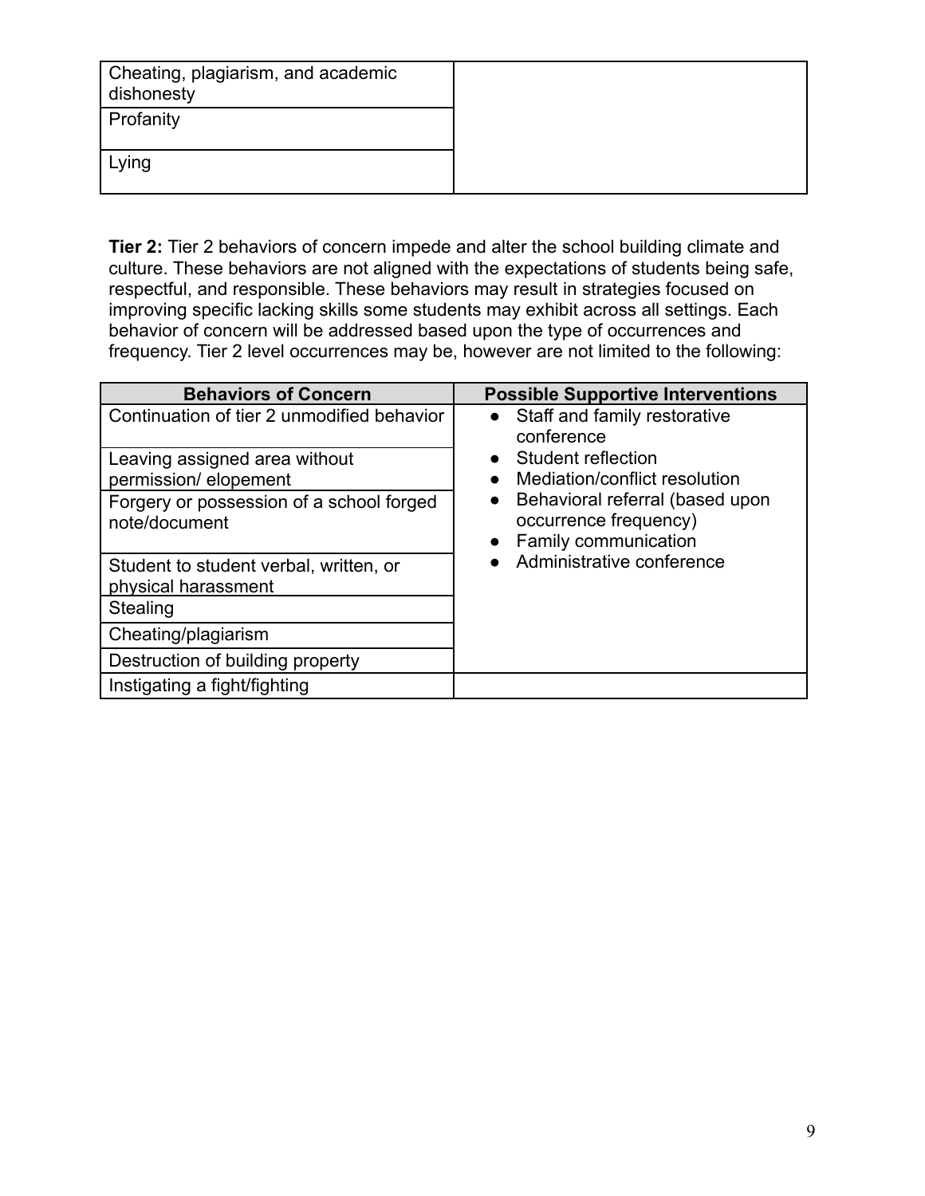| | |
|---|---|
| Cheating, plagiarism, and academic dishonesty | |
| Profanity | |
| Lying | |

**Tier 2:** Tier 2 behaviors of concern impede and alter the school building climate and culture. These behaviors are not aligned with the expectations of students being safe, respectful, and responsible. These behaviors may result in strategies focused on improving specific lacking skills some students may exhibit across all settings. Each behavior of concern will be addressed based upon the type of occurrences and frequency. Tier 2 level occurrences may be, however are not limited to the following:

| Behaviors of Concern | Possible Supportive Interventions |
|---|---|
| Continuation of tier 2 unmodified behavior | • Staff and family restorative conference<br>• Student reflection<br>• Mediation/conflict resolution<br>• Behavioral referral (based upon occurrence frequency)<br>• Family communication<br>• Administrative conference |
| Leaving assigned area without permission/ elopement | |
| Forgery or possession of a school forged note/document | |
| Student to student verbal, written, or physical harassment | |
| Stealing | |
| Cheating/plagiarism | |
| Destruction of building property | |
| Instigating a fight/fighting | |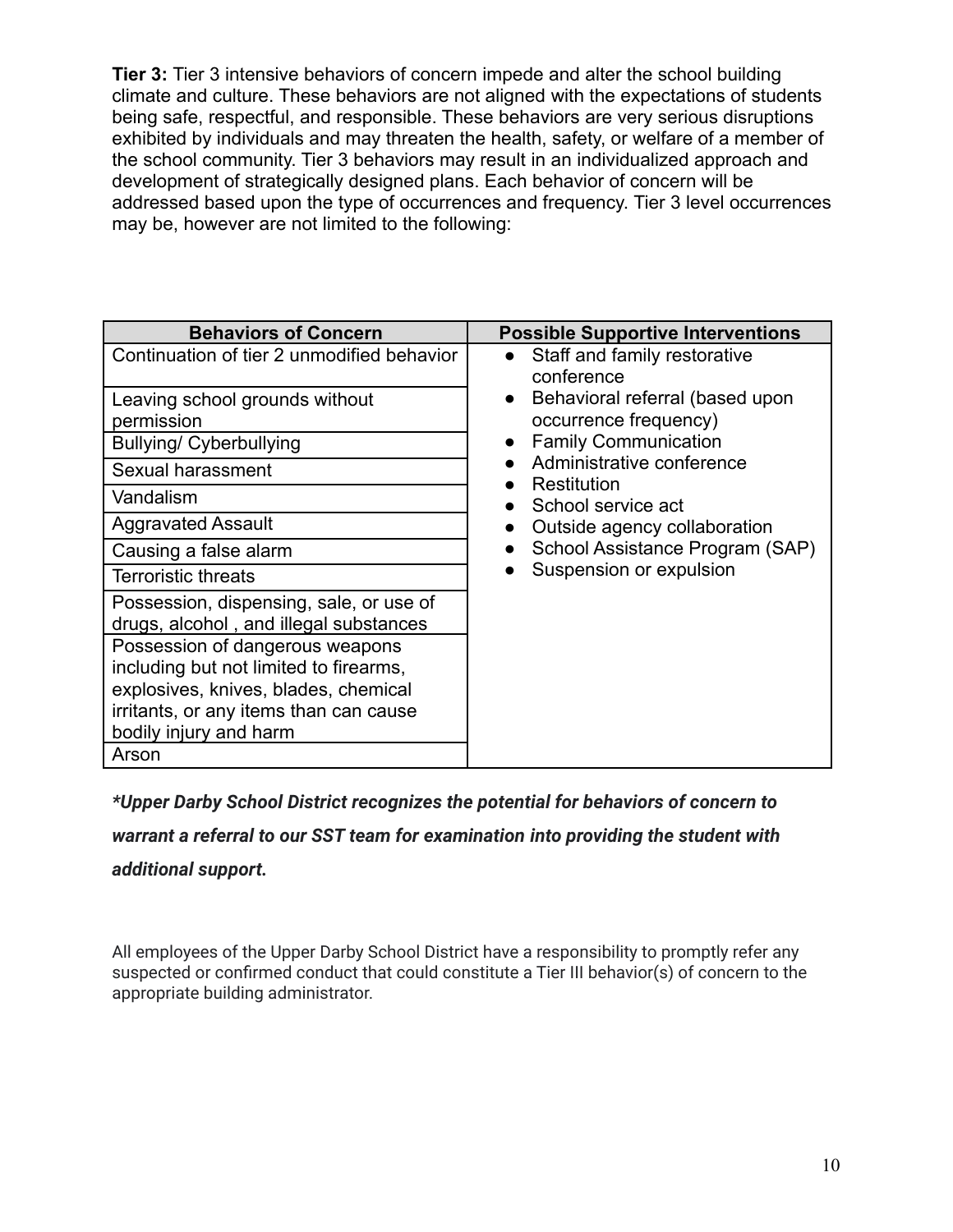**Tier 3:** Tier 3 intensive behaviors of concern impede and alter the school building climate and culture. These behaviors are not aligned with the expectations of students being safe, respectful, and responsible. These behaviors are very serious disruptions exhibited by individuals and may threaten the health, safety, or welfare of a member of the school community. Tier 3 behaviors may result in an individualized approach and development of strategically designed plans. Each behavior of concern will be addressed based upon the type of occurrences and frequency. Tier 3 level occurrences may be, however are not limited to the following:

| Behaviors of Concern | Possible Supportive Interventions |
|---|---|
| Continuation of tier 2 unmodified behavior | • Staff and family restorative conference<br>• Behavioral referral (based upon occurrence frequency)<br>• Family Communication<br>• Administrative conference<br>• Restitution<br>• School service act<br>• Outside agency collaboration<br>• School Assistance Program (SAP)<br>• Suspension or expulsion |
| Leaving school grounds without permission | |
| Bullying/ Cyberbullying | |
| Sexual harassment | |
| Vandalism | |
| Aggravated Assault | |
| Causing a false alarm | |
| Terroristic threats | |
| Possession, dispensing, sale, or use of drugs, alcohol , and illegal substances | |
| Possession of dangerous weapons including but not limited to firearms, explosives, knives, blades, chemical irritants, or any items than can cause bodily injury and harm | |
| Arson | |

***Upper Darby School District recognizes the potential for behaviors of concern to warrant a referral to our SST team for examination into providing the student with additional support.***

All employees of the Upper Darby School District have a responsibility to promptly refer any suspected or confirmed conduct that could constitute a Tier III behavior(s) of concern to the appropriate building administrator.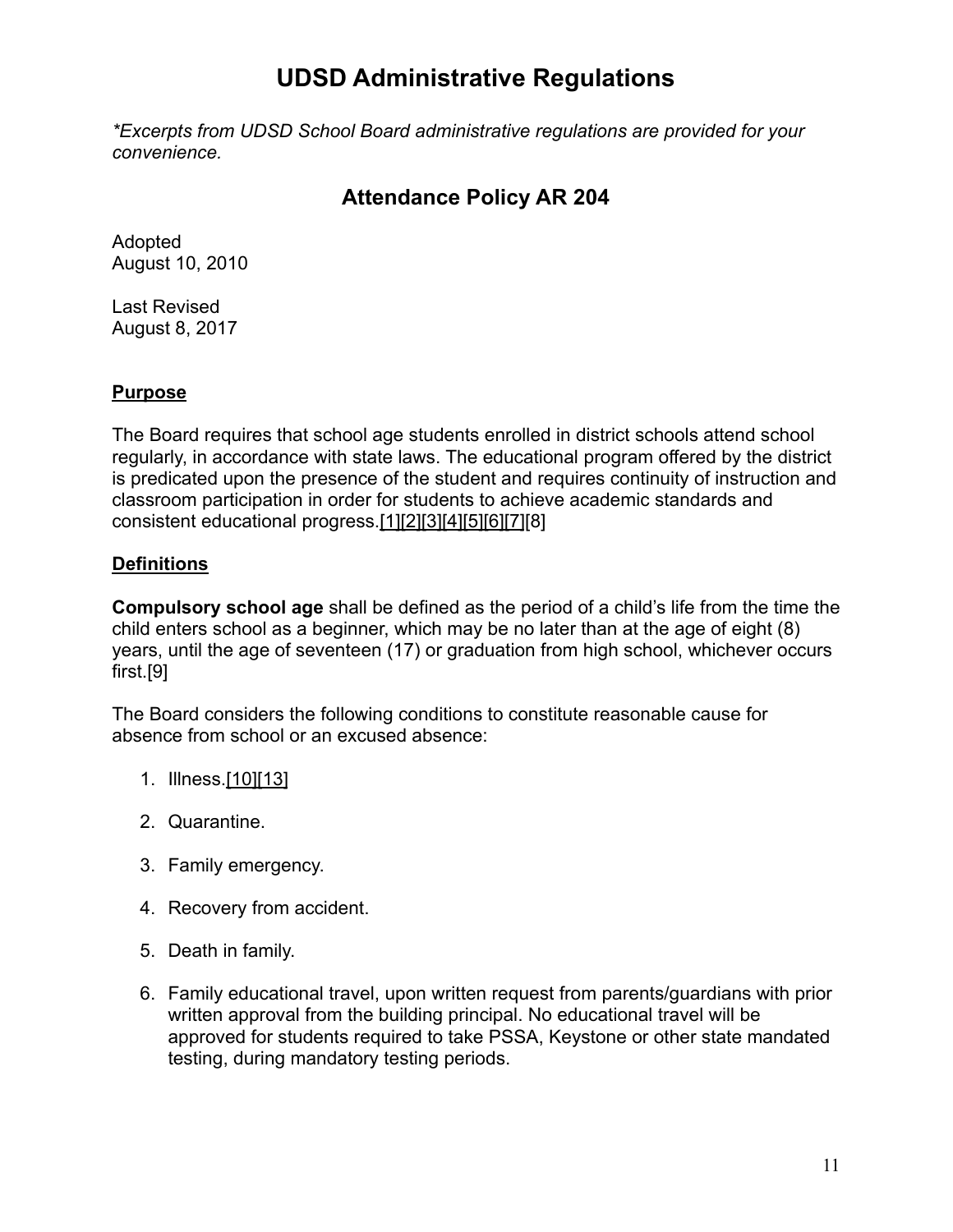# UDSD Administrative Regulations

*\*Excerpts from UDSD School Board administrative regulations are provided for your convenience.*

## Attendance Policy AR 204

Adopted
August 10, 2010

Last Revised
August 8, 2017

**Purpose**

The Board requires that school age students enrolled in district schools attend school regularly, in accordance with state laws. The educational program offered by the district is predicated upon the presence of the student and requires continuity of instruction and classroom participation in order for students to achieve academic standards and consistent educational progress.[1][2][3][4][5][6][7][8]

**Definitions**

**Compulsory school age** shall be defined as the period of a child's life from the time the child enters school as a beginner, which may be no later than at the age of eight (8) years, until the age of seventeen (17) or graduation from high school, whichever occurs first.[9]

The Board considers the following conditions to constitute reasonable cause for absence from school or an excused absence:

1. Illness.[10][13]
2. Quarantine.
3. Family emergency.
4. Recovery from accident.
5. Death in family.
6. Family educational travel, upon written request from parents/guardians with prior written approval from the building principal. No educational travel will be approved for students required to take PSSA, Keystone or other state mandated testing, during mandatory testing periods.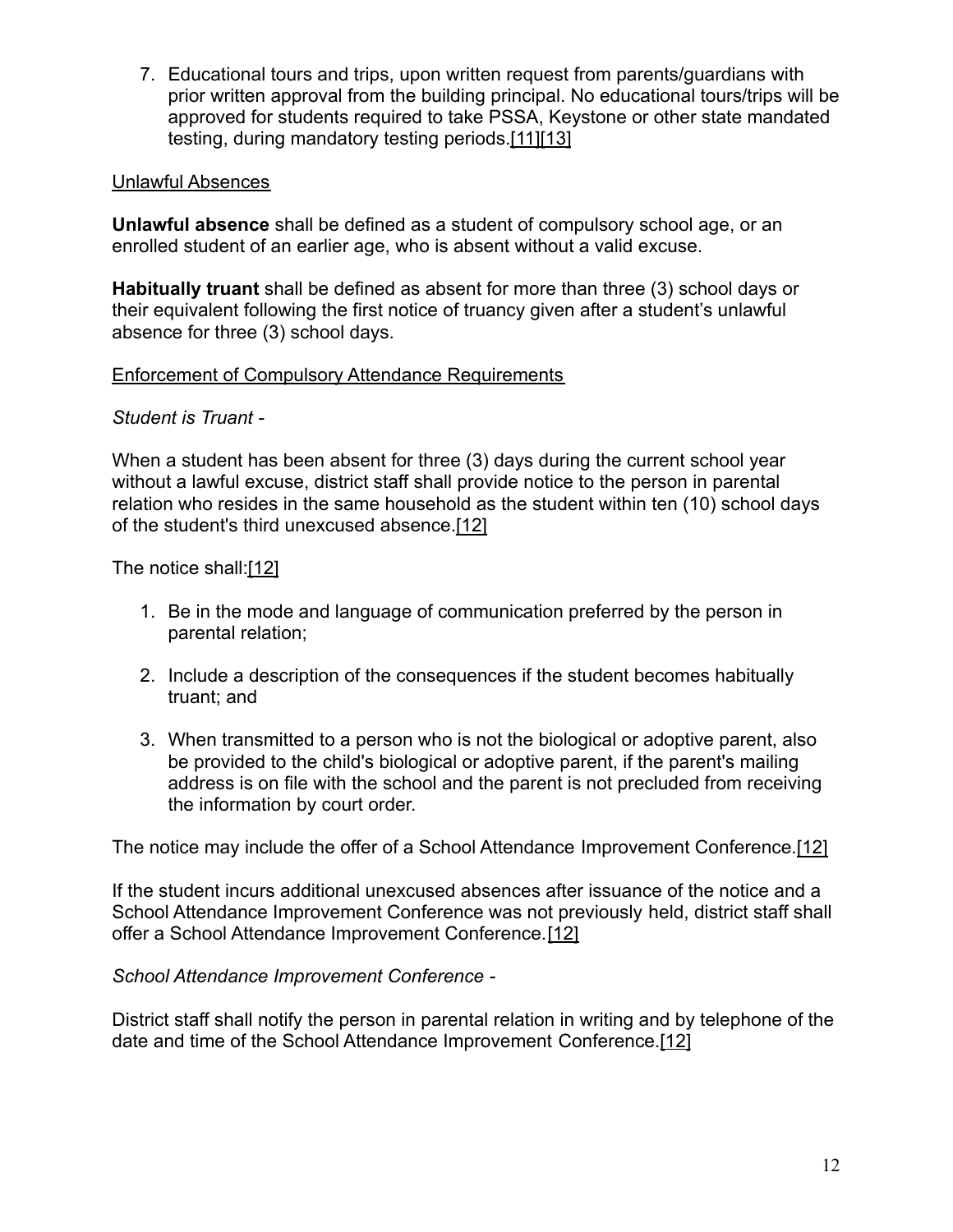7. Educational tours and trips, upon written request from parents/guardians with prior written approval from the building principal. No educational tours/trips will be approved for students required to take PSSA, Keystone or other state mandated testing, during mandatory testing periods.[11][13]

Unlawful Absences

**Unlawful absence** shall be defined as a student of compulsory school age, or an enrolled student of an earlier age, who is absent without a valid excuse.

**Habitually truant** shall be defined as absent for more than three (3) school days or their equivalent following the first notice of truancy given after a student's unlawful absence for three (3) school days.

Enforcement of Compulsory Attendance Requirements

*Student is Truant -*

When a student has been absent for three (3) days during the current school year without a lawful excuse, district staff shall provide notice to the person in parental relation who resides in the same household as the student within ten (10) school days of the student's third unexcused absence.[12]

The notice shall:[12]

1. Be in the mode and language of communication preferred by the person in parental relation;
2. Include a description of the consequences if the student becomes habitually truant; and
3. When transmitted to a person who is not the biological or adoptive parent, also be provided to the child's biological or adoptive parent, if the parent's mailing address is on file with the school and the parent is not precluded from receiving the information by court order.

The notice may include the offer of a School Attendance Improvement Conference.[12]

If the student incurs additional unexcused absences after issuance of the notice and a School Attendance Improvement Conference was not previously held, district staff shall offer a School Attendance Improvement Conference.[12]

*School Attendance Improvement Conference -*

District staff shall notify the person in parental relation in writing and by telephone of the date and time of the School Attendance Improvement Conference.[12]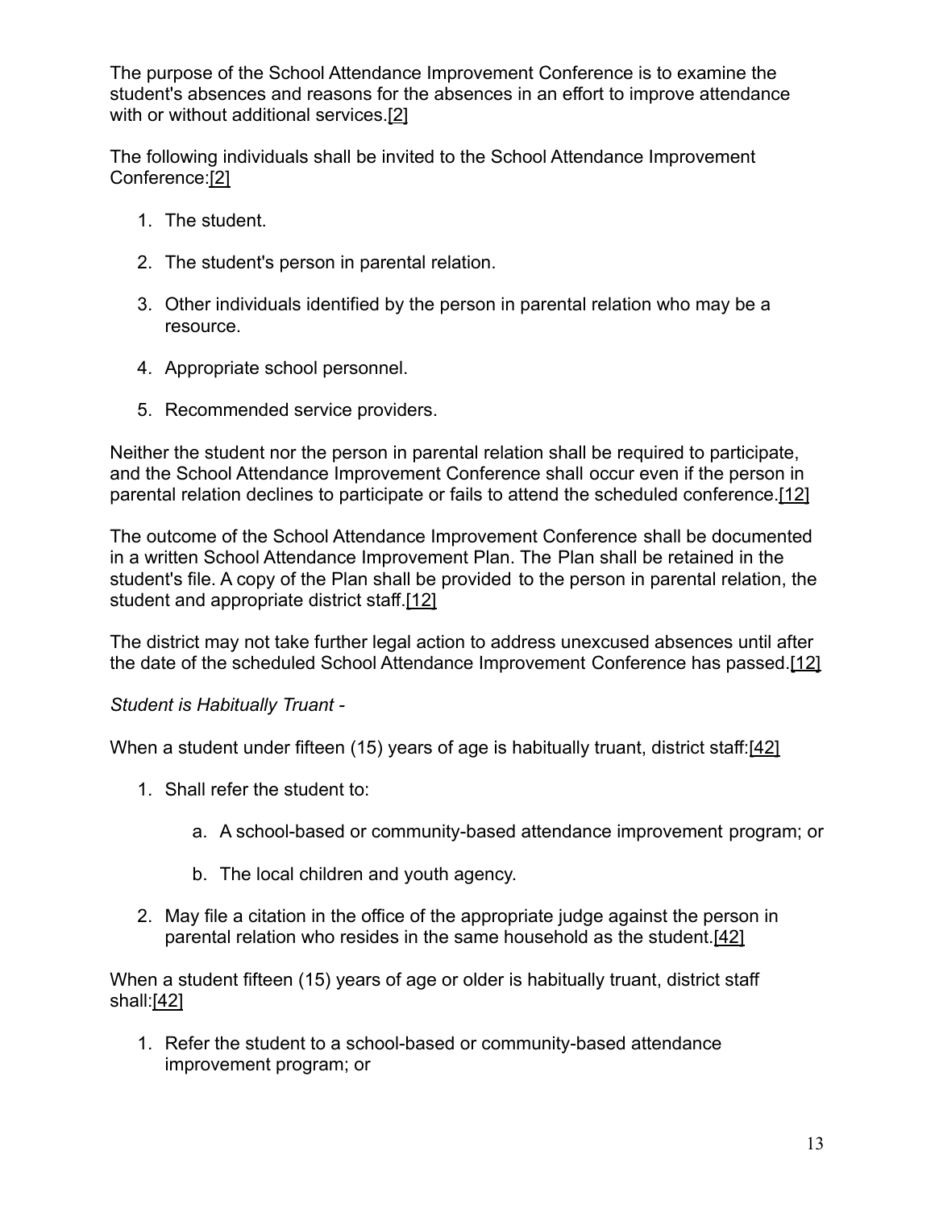The purpose of the School Attendance Improvement Conference is to examine the student's absences and reasons for the absences in an effort to improve attendance with or without additional services.[2]

The following individuals shall be invited to the School Attendance Improvement Conference:[2]

1. The student.
2. The student's person in parental relation.
3. Other individuals identified by the person in parental relation who may be a resource.
4. Appropriate school personnel.
5. Recommended service providers.

Neither the student nor the person in parental relation shall be required to participate, and the School Attendance Improvement Conference shall occur even if the person in parental relation declines to participate or fails to attend the scheduled conference.[12]

The outcome of the School Attendance Improvement Conference shall be documented in a written School Attendance Improvement Plan. The Plan shall be retained in the student's file. A copy of the Plan shall be provided to the person in parental relation, the student and appropriate district staff.[12]

The district may not take further legal action to address unexcused absences until after the date of the scheduled School Attendance Improvement Conference has passed.[12]

*Student is Habitually Truant -*

When a student under fifteen (15) years of age is habitually truant, district staff:[42]

1. Shall refer the student to:
    a. A school-based or community-based attendance improvement program; or
    b. The local children and youth agency.
2. May file a citation in the office of the appropriate judge against the person in parental relation who resides in the same household as the student.[42]

When a student fifteen (15) years of age or older is habitually truant, district staff shall:[42]

1. Refer the student to a school-based or community-based attendance improvement program; or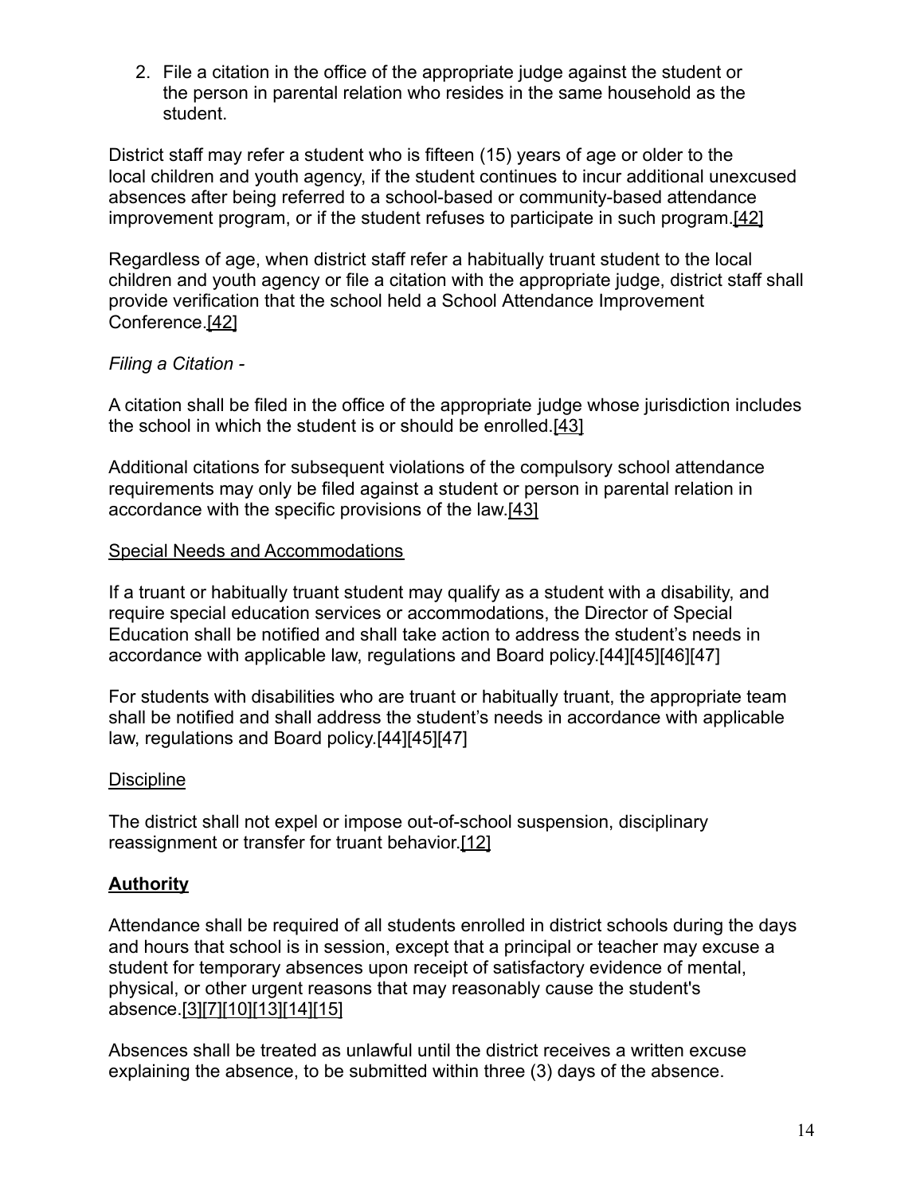2. File a citation in the office of the appropriate judge against the student or the person in parental relation who resides in the same household as the student.

District staff may refer a student who is fifteen (15) years of age or older to the local children and youth agency, if the student continues to incur additional unexcused absences after being referred to a school-based or community-based attendance improvement program, or if the student refuses to participate in such program.[42]

Regardless of age, when district staff refer a habitually truant student to the local children and youth agency or file a citation with the appropriate judge, district staff shall provide verification that the school held a School Attendance Improvement Conference.[42]

*Filing a Citation -*

A citation shall be filed in the office of the appropriate judge whose jurisdiction includes the school in which the student is or should be enrolled.[43]

Additional citations for subsequent violations of the compulsory school attendance requirements may only be filed against a student or person in parental relation in accordance with the specific provisions of the law.[43]

Special Needs and Accommodations

If a truant or habitually truant student may qualify as a student with a disability, and require special education services or accommodations, the Director of Special Education shall be notified and shall take action to address the student's needs in accordance with applicable law, regulations and Board policy.[44][45][46][47]

For students with disabilities who are truant or habitually truant, the appropriate team shall be notified and shall address the student's needs in accordance with applicable law, regulations and Board policy.[44][45][47]

Discipline

The district shall not expel or impose out-of-school suspension, disciplinary reassignment or transfer for truant behavior.[12]

**Authority**

Attendance shall be required of all students enrolled in district schools during the days and hours that school is in session, except that a principal or teacher may excuse a student for temporary absences upon receipt of satisfactory evidence of mental, physical, or other urgent reasons that may reasonably cause the student's absence.[3][7][10][13][14][15]

Absences shall be treated as unlawful until the district receives a written excuse explaining the absence, to be submitted within three (3) days of the absence.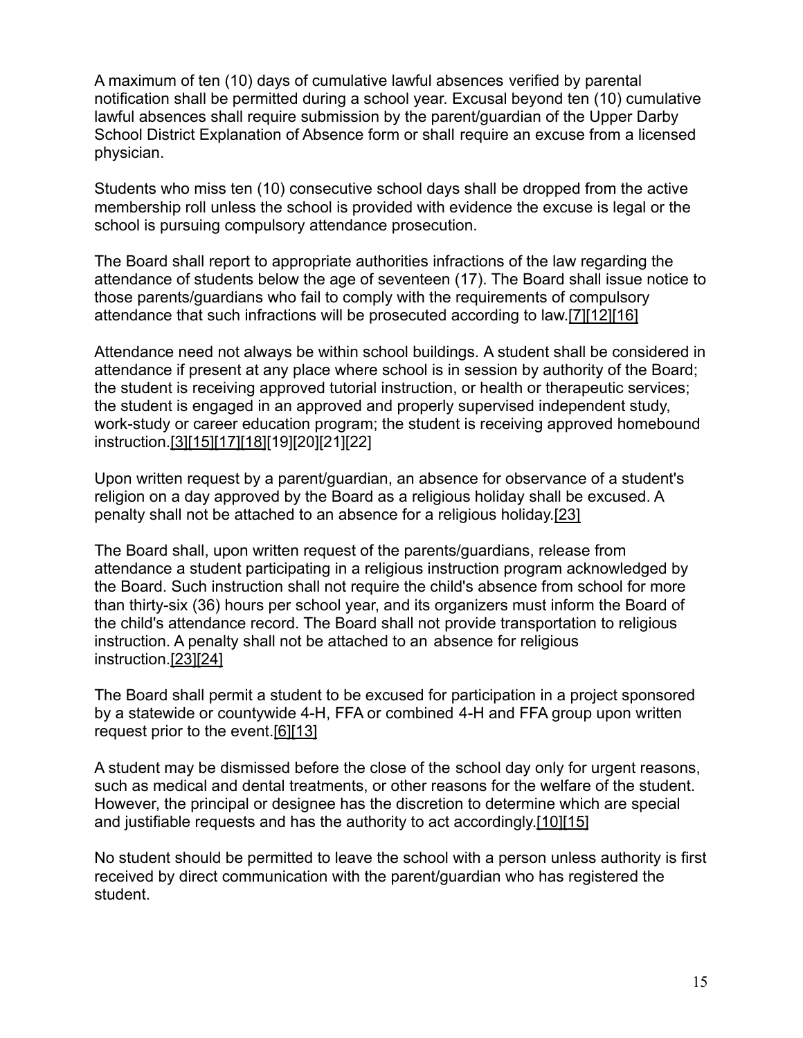A maximum of ten (10) days of cumulative lawful absences verified by parental notification shall be permitted during a school year. Excusal beyond ten (10) cumulative lawful absences shall require submission by the parent/guardian of the Upper Darby School District Explanation of Absence form or shall require an excuse from a licensed physician.

Students who miss ten (10) consecutive school days shall be dropped from the active membership roll unless the school is provided with evidence the excuse is legal or the school is pursuing compulsory attendance prosecution.

The Board shall report to appropriate authorities infractions of the law regarding the attendance of students below the age of seventeen (17). The Board shall issue notice to those parents/guardians who fail to comply with the requirements of compulsory attendance that such infractions will be prosecuted according to law.[7][12][16]

Attendance need not always be within school buildings. A student shall be considered in attendance if present at any place where school is in session by authority of the Board; the student is receiving approved tutorial instruction, or health or therapeutic services; the student is engaged in an approved and properly supervised independent study, work-study or career education program; the student is receiving approved homebound instruction.[3][15][17][18][19][20][21][22]

Upon written request by a parent/guardian, an absence for observance of a student's religion on a day approved by the Board as a religious holiday shall be excused. A penalty shall not be attached to an absence for a religious holiday.[23]

The Board shall, upon written request of the parents/guardians, release from attendance a student participating in a religious instruction program acknowledged by the Board. Such instruction shall not require the child's absence from school for more than thirty-six (36) hours per school year, and its organizers must inform the Board of the child's attendance record. The Board shall not provide transportation to religious instruction. A penalty shall not be attached to an absence for religious instruction.[23][24]

The Board shall permit a student to be excused for participation in a project sponsored by a statewide or countywide 4-H, FFA or combined 4-H and FFA group upon written request prior to the event.[6][13]

A student may be dismissed before the close of the school day only for urgent reasons, such as medical and dental treatments, or other reasons for the welfare of the student. However, the principal or designee has the discretion to determine which are special and justifiable requests and has the authority to act accordingly.[10][15]

No student should be permitted to leave the school with a person unless authority is first received by direct communication with the parent/guardian who has registered the student.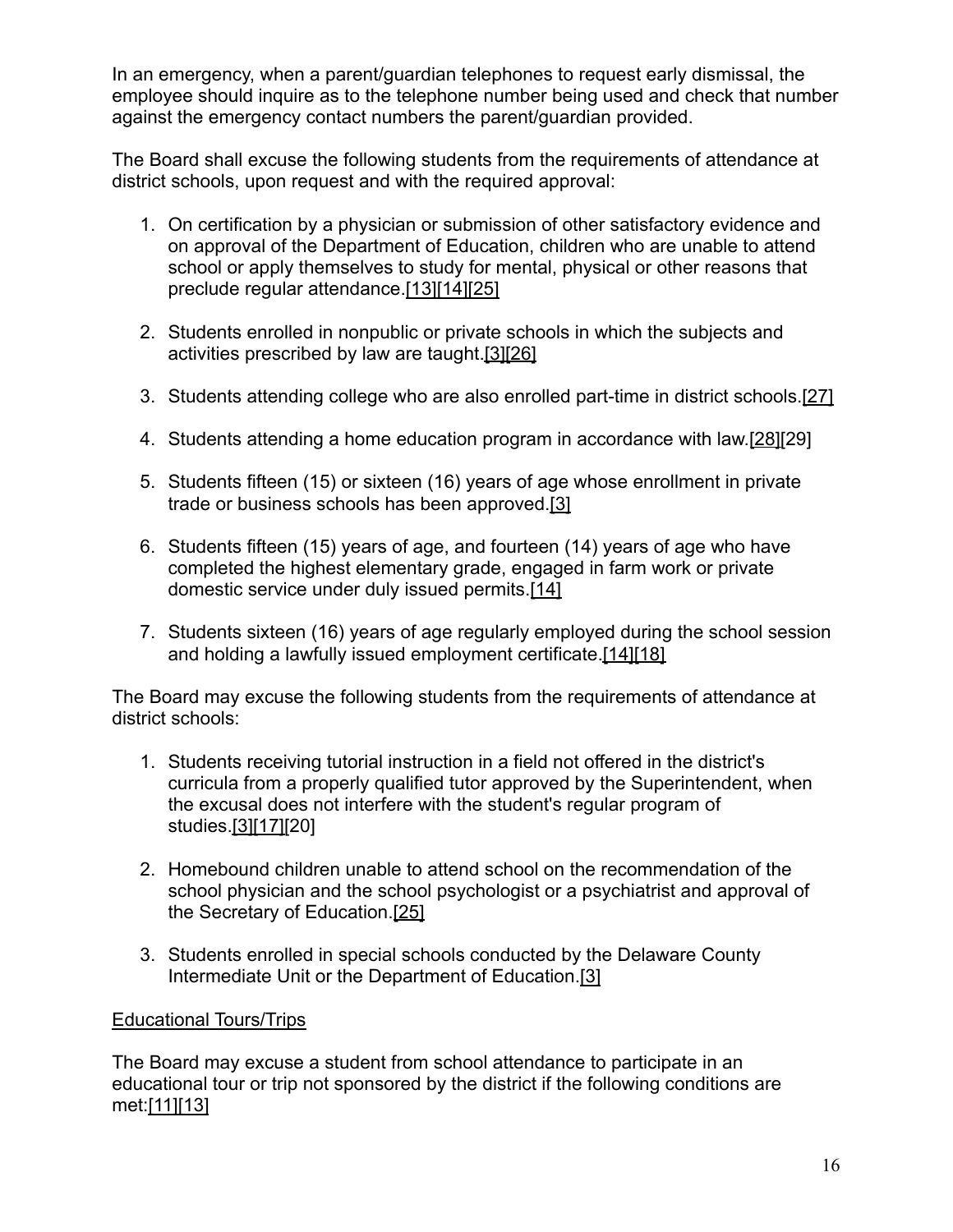In an emergency, when a parent/guardian telephones to request early dismissal, the employee should inquire as to the telephone number being used and check that number against the emergency contact numbers the parent/guardian provided.

The Board shall excuse the following students from the requirements of attendance at district schools, upon request and with the required approval:

1. On certification by a physician or submission of other satisfactory evidence and on approval of the Department of Education, children who are unable to attend school or apply themselves to study for mental, physical or other reasons that preclude regular attendance.[13][14][25]

2. Students enrolled in nonpublic or private schools in which the subjects and activities prescribed by law are taught.[3][26]

3. Students attending college who are also enrolled part-time in district schools.[27]

4. Students attending a home education program in accordance with law.[28][29]

5. Students fifteen (15) or sixteen (16) years of age whose enrollment in private trade or business schools has been approved.[3]

6. Students fifteen (15) years of age, and fourteen (14) years of age who have completed the highest elementary grade, engaged in farm work or private domestic service under duly issued permits.[14]

7. Students sixteen (16) years of age regularly employed during the school session and holding a lawfully issued employment certificate.[14][18]

The Board may excuse the following students from the requirements of attendance at district schools:

1. Students receiving tutorial instruction in a field not offered in the district's curricula from a properly qualified tutor approved by the Superintendent, when the excusal does not interfere with the student's regular program of studies.[3][17][20]

2. Homebound children unable to attend school on the recommendation of the school physician and the school psychologist or a psychiatrist and approval of the Secretary of Education.[25]

3. Students enrolled in special schools conducted by the Delaware County Intermediate Unit or the Department of Education.[3]

Educational Tours/Trips

The Board may excuse a student from school attendance to participate in an educational tour or trip not sponsored by the district if the following conditions are met:[11][13]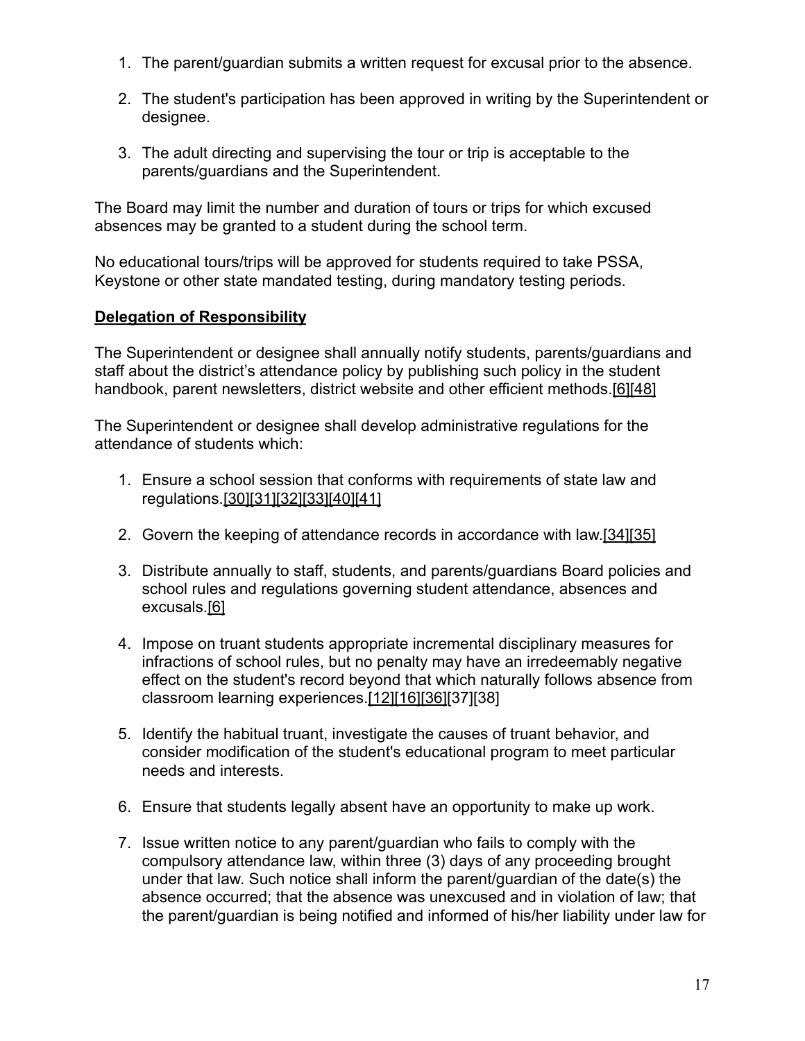1. The parent/guardian submits a written request for excusal prior to the absence.

2. The student's participation has been approved in writing by the Superintendent or designee.

3. The adult directing and supervising the tour or trip is acceptable to the parents/guardians and the Superintendent.

The Board may limit the number and duration of tours or trips for which excused absences may be granted to a student during the school term.

No educational tours/trips will be approved for students required to take PSSA, Keystone or other state mandated testing, during mandatory testing periods.

**Delegation of Responsibility**

The Superintendent or designee shall annually notify students, parents/guardians and staff about the district's attendance policy by publishing such policy in the student handbook, parent newsletters, district website and other efficient methods.[6][48]

The Superintendent or designee shall develop administrative regulations for the attendance of students which:

1. Ensure a school session that conforms with requirements of state law and regulations.[30][31][32][33][40][41]

2. Govern the keeping of attendance records in accordance with law.[34][35]

3. Distribute annually to staff, students, and parents/guardians Board policies and school rules and regulations governing student attendance, absences and excusals.[6]

4. Impose on truant students appropriate incremental disciplinary measures for infractions of school rules, but no penalty may have an irredeemably negative effect on the student's record beyond that which naturally follows absence from classroom learning experiences.[12][16][36][37][38]

5. Identify the habitual truant, investigate the causes of truant behavior, and consider modification of the student's educational program to meet particular needs and interests.

6. Ensure that students legally absent have an opportunity to make up work.

7. Issue written notice to any parent/guardian who fails to comply with the compulsory attendance law, within three (3) days of any proceeding brought under that law. Such notice shall inform the parent/guardian of the date(s) the absence occurred; that the absence was unexcused and in violation of law; that the parent/guardian is being notified and informed of his/her liability under law for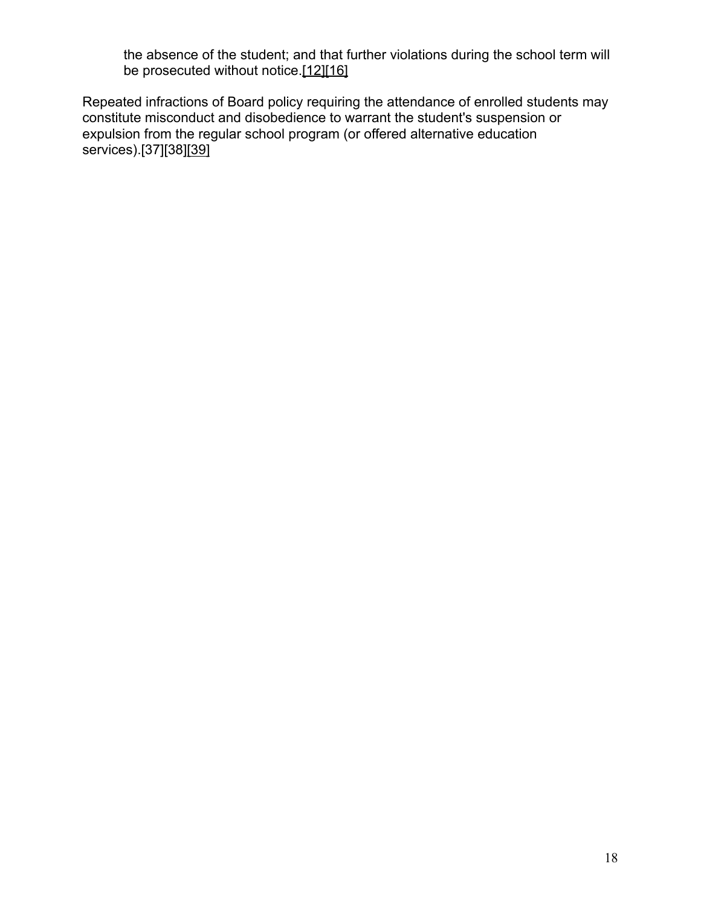the absence of the student; and that further violations during the school term will be prosecuted without notice.[12][16]

Repeated infractions of Board policy requiring the attendance of enrolled students may constitute misconduct and disobedience to warrant the student's suspension or expulsion from the regular school program (or offered alternative education services).[37][38][39]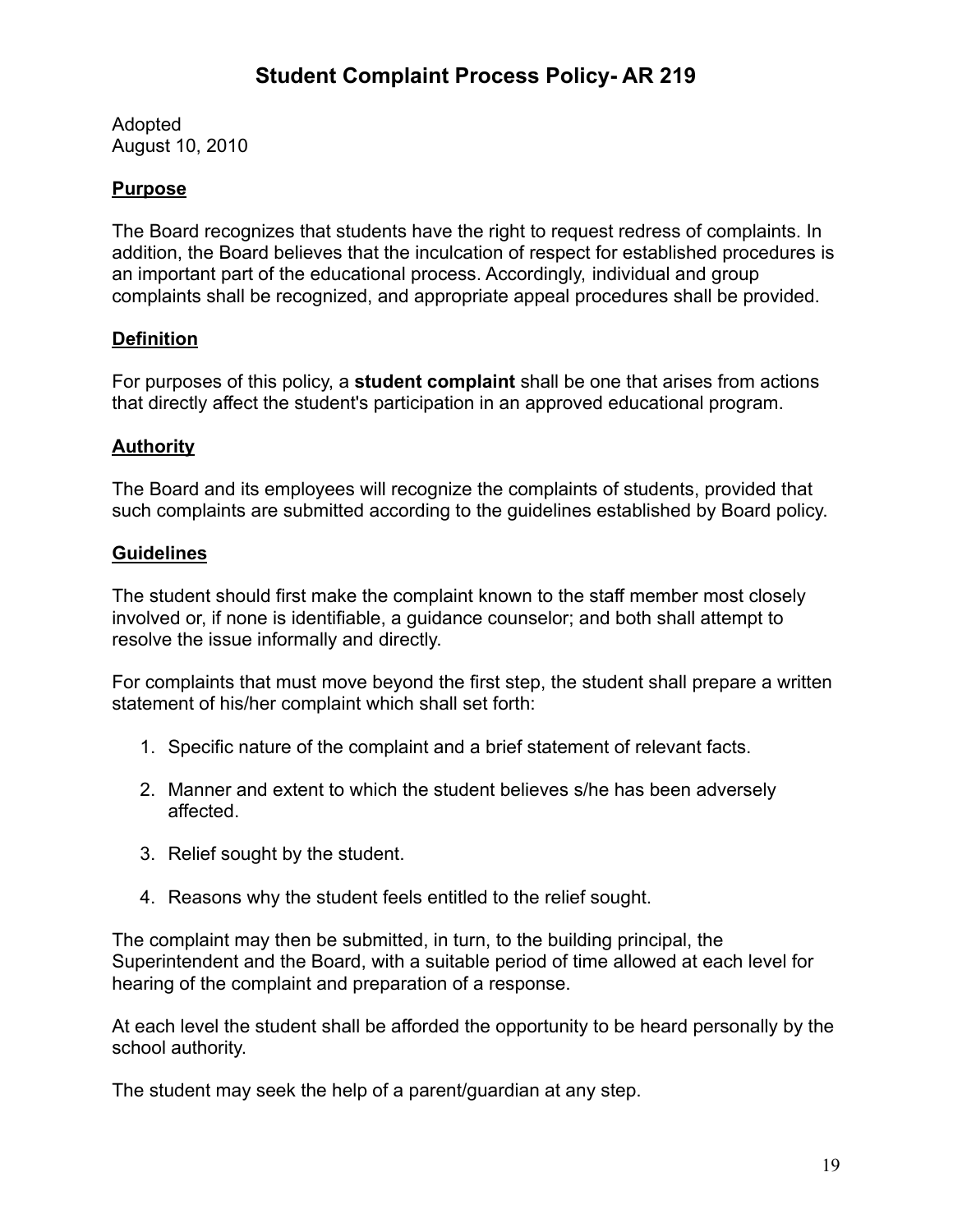# Student Complaint Process Policy- AR 219

Adopted
August 10, 2010

## Purpose

The Board recognizes that students have the right to request redress of complaints. In addition, the Board believes that the inculcation of respect for established procedures is an important part of the educational process. Accordingly, individual and group complaints shall be recognized, and appropriate appeal procedures shall be provided.

## Definition

For purposes of this policy, a **student complaint** shall be one that arises from actions that directly affect the student's participation in an approved educational program.

## Authority

The Board and its employees will recognize the complaints of students, provided that such complaints are submitted according to the guidelines established by Board policy.

## Guidelines

The student should first make the complaint known to the staff member most closely involved or, if none is identifiable, a guidance counselor; and both shall attempt to resolve the issue informally and directly.

For complaints that must move beyond the first step, the student shall prepare a written statement of his/her complaint which shall set forth:

1. Specific nature of the complaint and a brief statement of relevant facts.
2. Manner and extent to which the student believes s/he has been adversely affected.
3. Relief sought by the student.
4. Reasons why the student feels entitled to the relief sought.

The complaint may then be submitted, in turn, to the building principal, the Superintendent and the Board, with a suitable period of time allowed at each level for hearing of the complaint and preparation of a response.

At each level the student shall be afforded the opportunity to be heard personally by the school authority.

The student may seek the help of a parent/guardian at any step.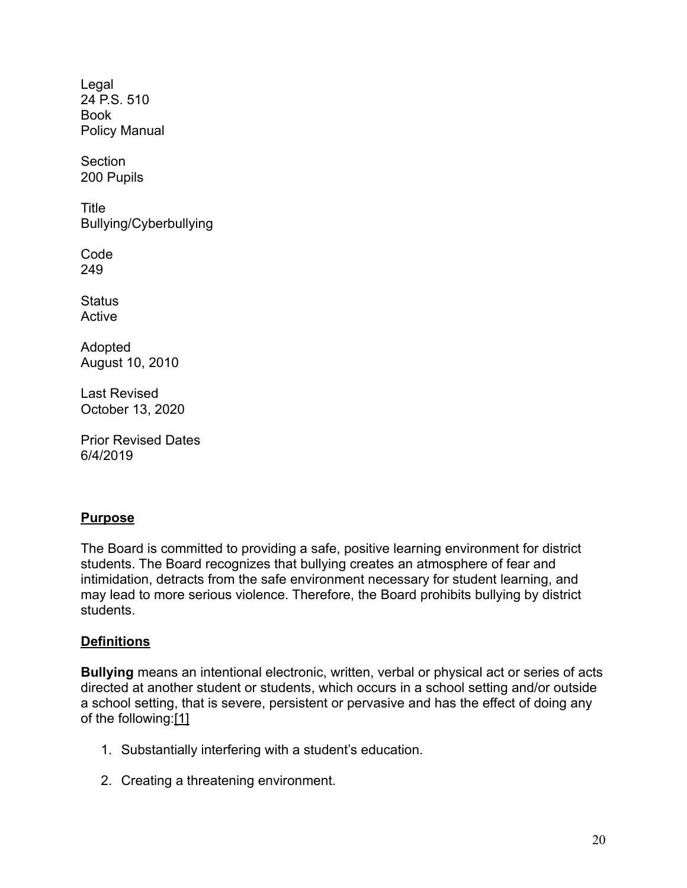Legal
24 P.S. 510
Book
Policy Manual

Section
200 Pupils

Title
Bullying/Cyberbullying

Code
249

Status
Active

Adopted
August 10, 2010

Last Revised
October 13, 2020

Prior Revised Dates
6/4/2019

## Purpose

The Board is committed to providing a safe, positive learning environment for district students. The Board recognizes that bullying creates an atmosphere of fear and intimidation, detracts from the safe environment necessary for student learning, and may lead to more serious violence. Therefore, the Board prohibits bullying by district students.

## Definitions

**Bullying** means an intentional electronic, written, verbal or physical act or series of acts directed at another student or students, which occurs in a school setting and/or outside a school setting, that is severe, persistent or pervasive and has the effect of doing any of the following:[1]

1. Substantially interfering with a student's education.
2. Creating a threatening environment.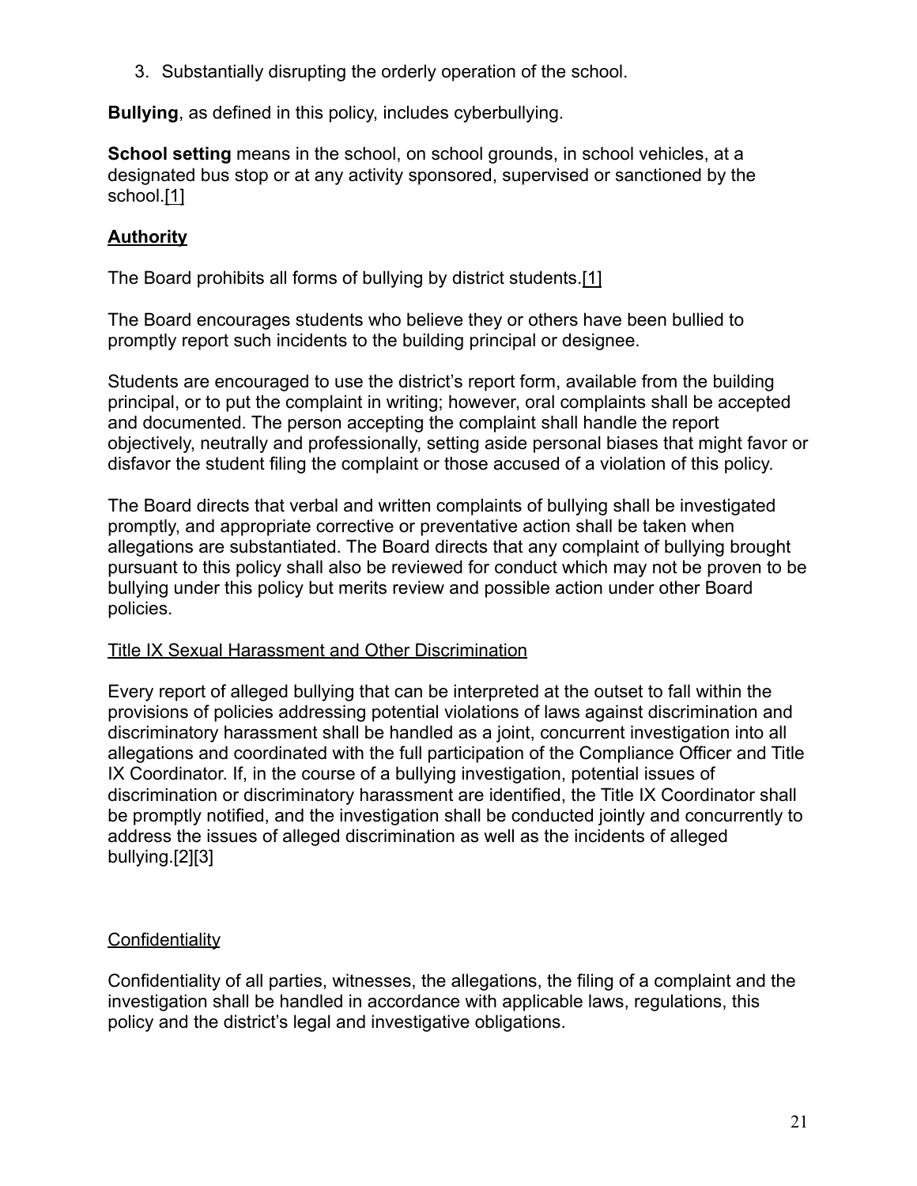3. Substantially disrupting the orderly operation of the school.

**Bullying**, as defined in this policy, includes cyberbullying.

**School setting** means in the school, on school grounds, in school vehicles, at a designated bus stop or at any activity sponsored, supervised or sanctioned by the school.[1]

## Authority

The Board prohibits all forms of bullying by district students.[1]

The Board encourages students who believe they or others have been bullied to promptly report such incidents to the building principal or designee.

Students are encouraged to use the district's report form, available from the building principal, or to put the complaint in writing; however, oral complaints shall be accepted and documented. The person accepting the complaint shall handle the report objectively, neutrally and professionally, setting aside personal biases that might favor or disfavor the student filing the complaint or those accused of a violation of this policy.

The Board directs that verbal and written complaints of bullying shall be investigated promptly, and appropriate corrective or preventative action shall be taken when allegations are substantiated. The Board directs that any complaint of bullying brought pursuant to this policy shall also be reviewed for conduct which may not be proven to be bullying under this policy but merits review and possible action under other Board policies.

### Title IX Sexual Harassment and Other Discrimination

Every report of alleged bullying that can be interpreted at the outset to fall within the provisions of policies addressing potential violations of laws against discrimination and discriminatory harassment shall be handled as a joint, concurrent investigation into all allegations and coordinated with the full participation of the Compliance Officer and Title IX Coordinator. If, in the course of a bullying investigation, potential issues of discrimination or discriminatory harassment are identified, the Title IX Coordinator shall be promptly notified, and the investigation shall be conducted jointly and concurrently to address the issues of alleged discrimination as well as the incidents of alleged bullying.[2][3]

### Confidentiality

Confidentiality of all parties, witnesses, the allegations, the filing of a complaint and the investigation shall be handled in accordance with applicable laws, regulations, this policy and the district's legal and investigative obligations.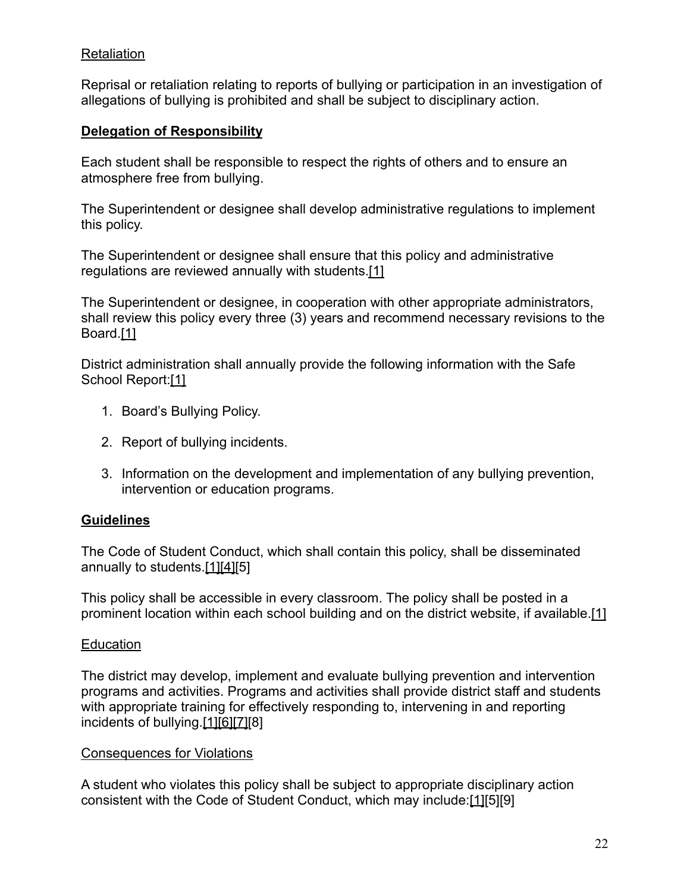<u>Retaliation</u>

Reprisal or retaliation relating to reports of bullying or participation in an investigation of allegations of bullying is prohibited and shall be subject to disciplinary action.

## **<u>Delegation of Responsibility</u>**

Each student shall be responsible to respect the rights of others and to ensure an atmosphere free from bullying.

The Superintendent or designee shall develop administrative regulations to implement this policy.

The Superintendent or designee shall ensure that this policy and administrative regulations are reviewed annually with students.[1]

The Superintendent or designee, in cooperation with other appropriate administrators, shall review this policy every three (3) years and recommend necessary revisions to the Board.[1]

District administration shall annually provide the following information with the Safe School Report:[1]

1. Board's Bullying Policy.
2. Report of bullying incidents.
3. Information on the development and implementation of any bullying prevention, intervention or education programs.

## **<u>Guidelines</u>**

The Code of Student Conduct, which shall contain this policy, shall be disseminated annually to students.[1][4][5]

This policy shall be accessible in every classroom. The policy shall be posted in a prominent location within each school building and on the district website, if available.[1]

<u>Education</u>

The district may develop, implement and evaluate bullying prevention and intervention programs and activities. Programs and activities shall provide district staff and students with appropriate training for effectively responding to, intervening in and reporting incidents of bullying.[1][6][7][8]

<u>Consequences for Violations</u>

A student who violates this policy shall be subject to appropriate disciplinary action consistent with the Code of Student Conduct, which may include:[1][5][9]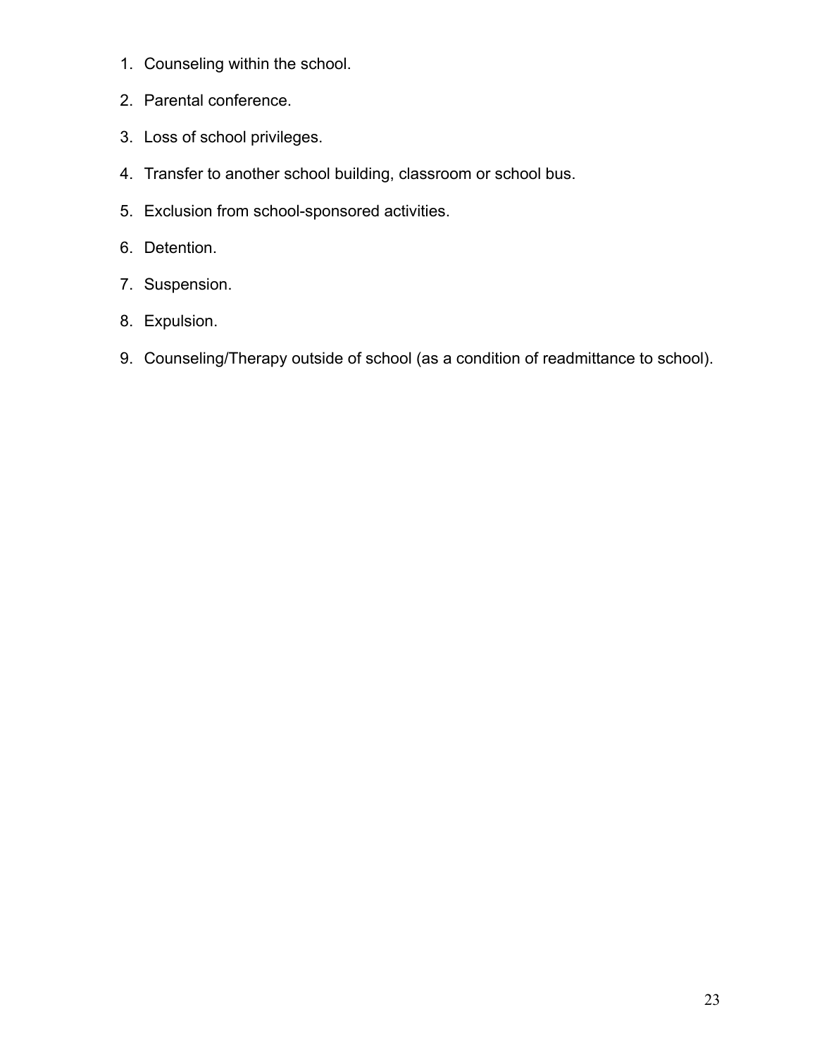1. Counseling within the school.
2. Parental conference.
3. Loss of school privileges.
4. Transfer to another school building, classroom or school bus.
5. Exclusion from school-sponsored activities.
6. Detention.
7. Suspension.
8. Expulsion.
9. Counseling/Therapy outside of school (as a condition of readmittance to school).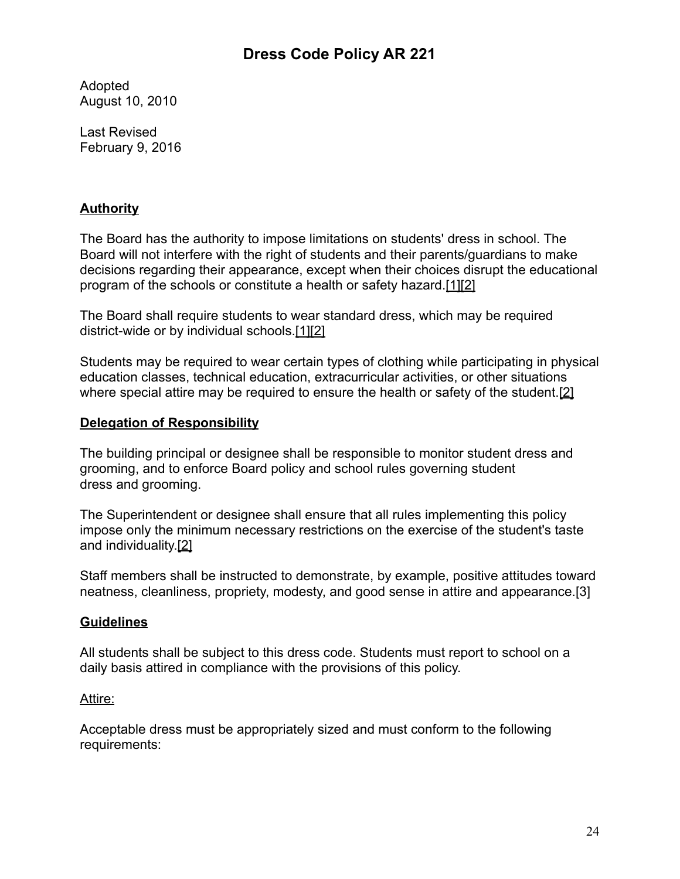# Dress Code Policy AR 221

Adopted
August 10, 2010

Last Revised
February 9, 2016

## Authority

The Board has the authority to impose limitations on students' dress in school. The Board will not interfere with the right of students and their parents/guardians to make decisions regarding their appearance, except when their choices disrupt the educational program of the schools or constitute a health or safety hazard.[1][2]

The Board shall require students to wear standard dress, which may be required district-wide or by individual schools.[1][2]

Students may be required to wear certain types of clothing while participating in physical education classes, technical education, extracurricular activities, or other situations where special attire may be required to ensure the health or safety of the student.[2]

## Delegation of Responsibility

The building principal or designee shall be responsible to monitor student dress and grooming, and to enforce Board policy and school rules governing student dress and grooming.

The Superintendent or designee shall ensure that all rules implementing this policy impose only the minimum necessary restrictions on the exercise of the student's taste and individuality.[2]

Staff members shall be instructed to demonstrate, by example, positive attitudes toward neatness, cleanliness, propriety, modesty, and good sense in attire and appearance.[3]

## Guidelines

All students shall be subject to this dress code. Students must report to school on a daily basis attired in compliance with the provisions of this policy.

Attire:

Acceptable dress must be appropriately sized and must conform to the following requirements: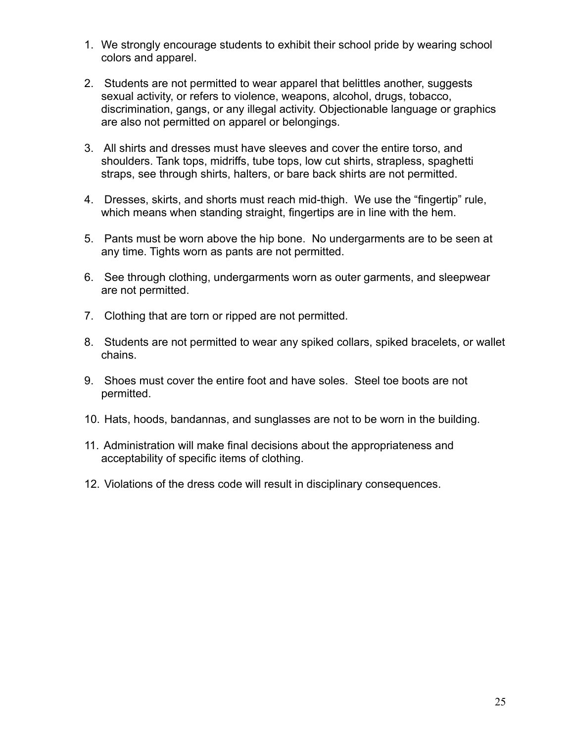1. We strongly encourage students to exhibit their school pride by wearing school colors and apparel.

2. Students are not permitted to wear apparel that belittles another, suggests sexual activity, or refers to violence, weapons, alcohol, drugs, tobacco, discrimination, gangs, or any illegal activity. Objectionable language or graphics are also not permitted on apparel or belongings.

3. All shirts and dresses must have sleeves and cover the entire torso, and shoulders. Tank tops, midriffs, tube tops, low cut shirts, strapless, spaghetti straps, see through shirts, halters, or bare back shirts are not permitted.

4. Dresses, skirts, and shorts must reach mid-thigh. We use the “fingertip” rule, which means when standing straight, fingertips are in line with the hem.

5. Pants must be worn above the hip bone. No undergarments are to be seen at any time. Tights worn as pants are not permitted.

6. See through clothing, undergarments worn as outer garments, and sleepwear are not permitted.

7. Clothing that are torn or ripped are not permitted.

8. Students are not permitted to wear any spiked collars, spiked bracelets, or wallet chains.

9. Shoes must cover the entire foot and have soles. Steel toe boots are not permitted.

10. Hats, hoods, bandannas, and sunglasses are not to be worn in the building.

11. Administration will make final decisions about the appropriateness and acceptability of specific items of clothing.

12. Violations of the dress code will result in disciplinary consequences.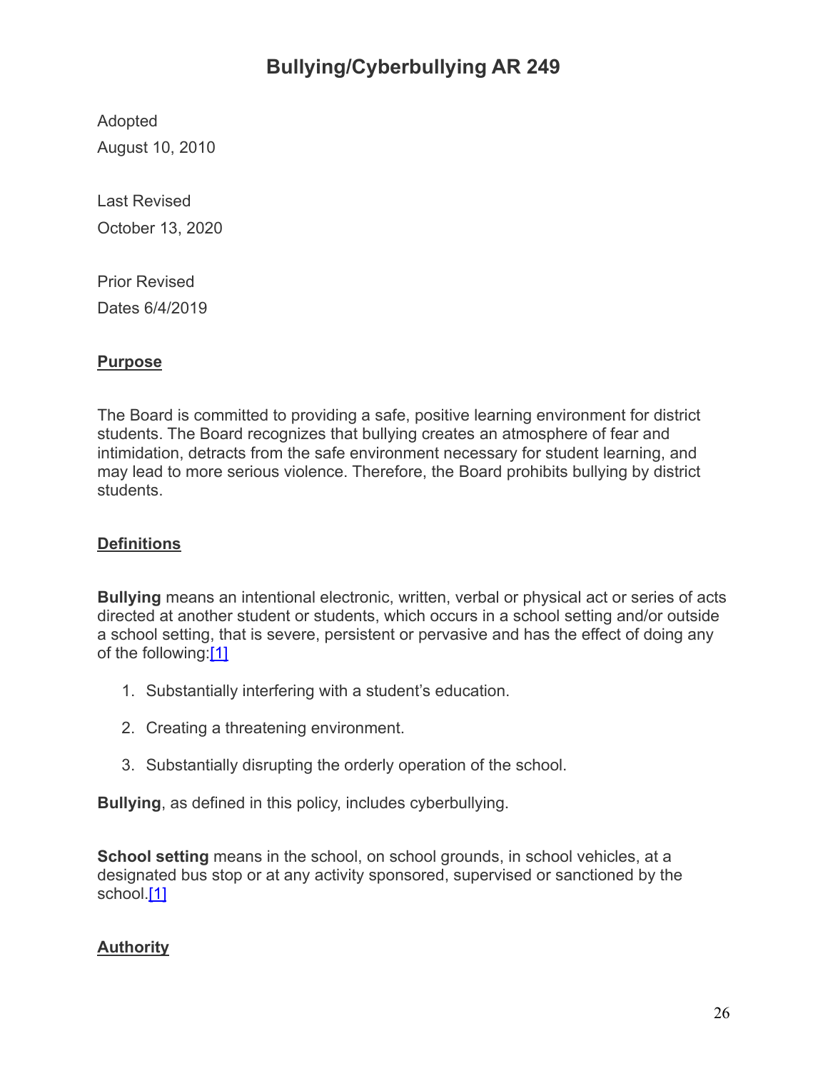# Bullying/Cyberbullying AR 249

Adopted
August 10, 2010

Last Revised
October 13, 2020

Prior Revised
Dates 6/4/2019

**Purpose**

The Board is committed to providing a safe, positive learning environment for district students. The Board recognizes that bullying creates an atmosphere of fear and intimidation, detracts from the safe environment necessary for student learning, and may lead to more serious violence. Therefore, the Board prohibits bullying by district students.

**Definitions**

**Bullying** means an intentional electronic, written, verbal or physical act or series of acts directed at another student or students, which occurs in a school setting and/or outside a school setting, that is severe, persistent or pervasive and has the effect of doing any of the following:[1]

1. Substantially interfering with a student's education.
2. Creating a threatening environment.
3. Substantially disrupting the orderly operation of the school.

**Bullying**, as defined in this policy, includes cyberbullying.

**School setting** means in the school, on school grounds, in school vehicles, at a designated bus stop or at any activity sponsored, supervised or sanctioned by the school.[1]

**Authority**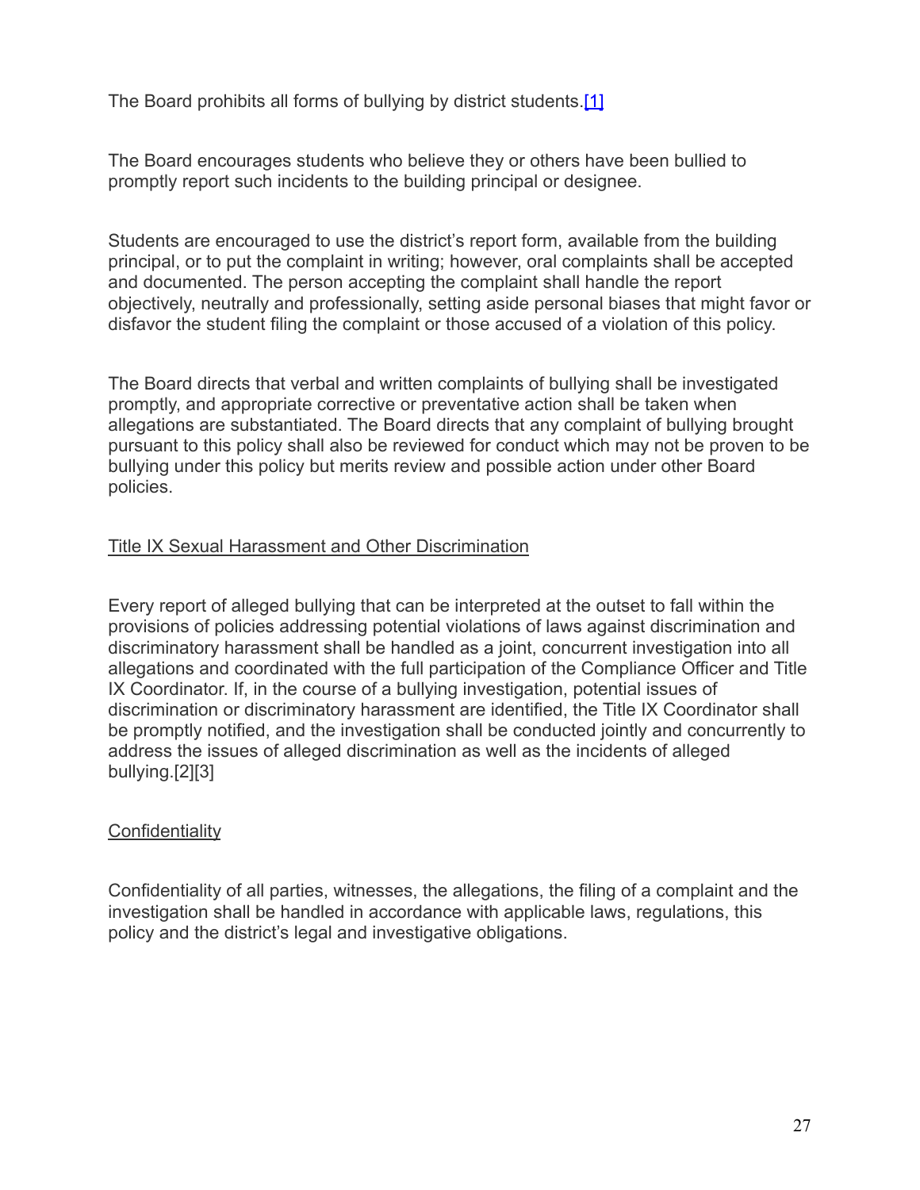The Board prohibits all forms of bullying by district students.[1]

The Board encourages students who believe they or others have been bullied to promptly report such incidents to the building principal or designee.

Students are encouraged to use the district's report form, available from the building principal, or to put the complaint in writing; however, oral complaints shall be accepted and documented. The person accepting the complaint shall handle the report objectively, neutrally and professionally, setting aside personal biases that might favor or disfavor the student filing the complaint or those accused of a violation of this policy.

The Board directs that verbal and written complaints of bullying shall be investigated promptly, and appropriate corrective or preventative action shall be taken when allegations are substantiated. The Board directs that any complaint of bullying brought pursuant to this policy shall also be reviewed for conduct which may not be proven to be bullying under this policy but merits review and possible action under other Board policies.

## Title IX Sexual Harassment and Other Discrimination

Every report of alleged bullying that can be interpreted at the outset to fall within the provisions of policies addressing potential violations of laws against discrimination and discriminatory harassment shall be handled as a joint, concurrent investigation into all allegations and coordinated with the full participation of the Compliance Officer and Title IX Coordinator. If, in the course of a bullying investigation, potential issues of discrimination or discriminatory harassment are identified, the Title IX Coordinator shall be promptly notified, and the investigation shall be conducted jointly and concurrently to address the issues of alleged discrimination as well as the incidents of alleged bullying.[2][3]

## Confidentiality

Confidentiality of all parties, witnesses, the allegations, the filing of a complaint and the investigation shall be handled in accordance with applicable laws, regulations, this policy and the district's legal and investigative obligations.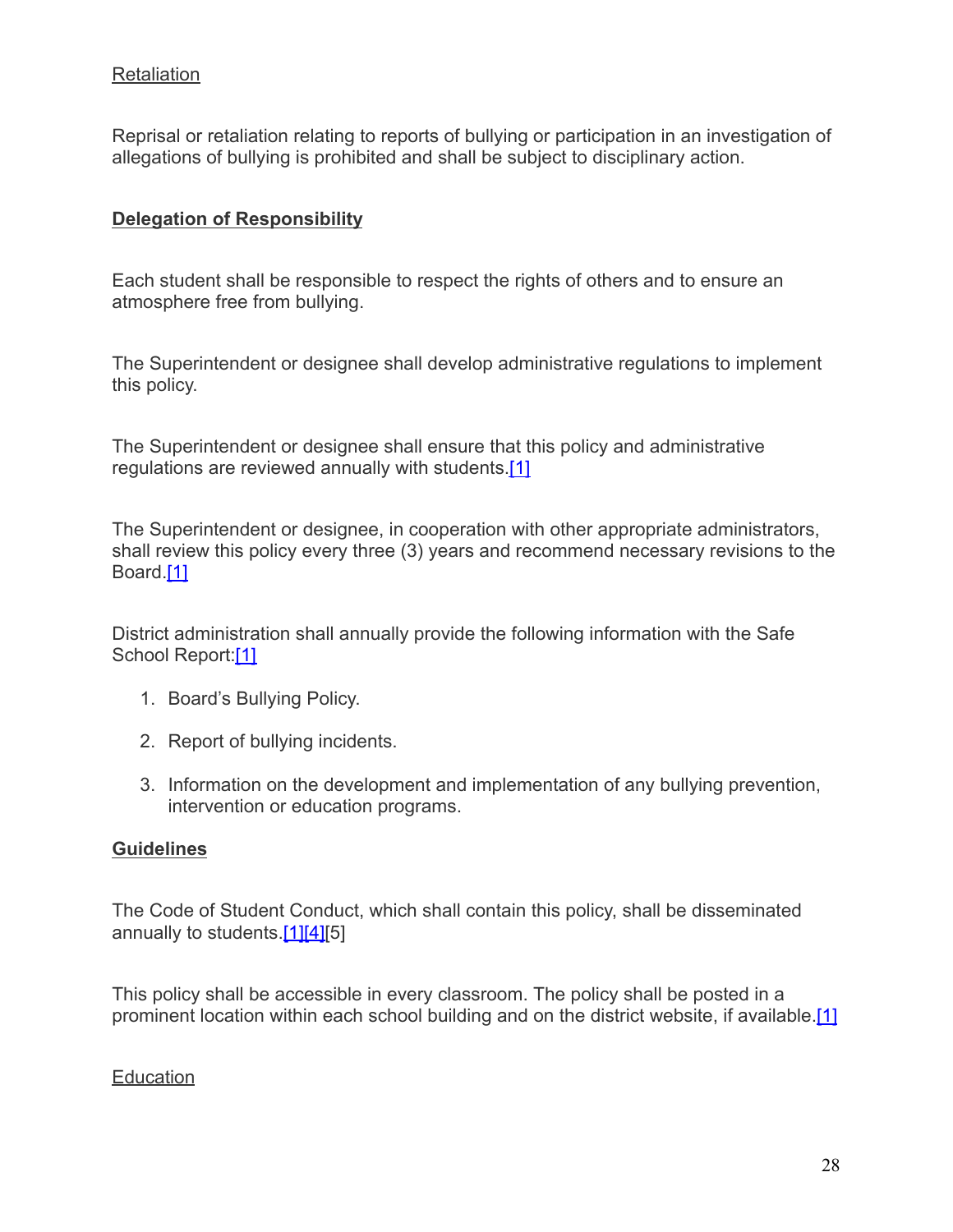Retaliation

Reprisal or retaliation relating to reports of bullying or participation in an investigation of allegations of bullying is prohibited and shall be subject to disciplinary action.

**Delegation of Responsibility**

Each student shall be responsible to respect the rights of others and to ensure an atmosphere free from bullying.

The Superintendent or designee shall develop administrative regulations to implement this policy.

The Superintendent or designee shall ensure that this policy and administrative regulations are reviewed annually with students.[1]

The Superintendent or designee, in cooperation with other appropriate administrators, shall review this policy every three (3) years and recommend necessary revisions to the Board.[1]

District administration shall annually provide the following information with the Safe School Report:[1]

1. Board's Bullying Policy.
2. Report of bullying incidents.
3. Information on the development and implementation of any bullying prevention, intervention or education programs.

**Guidelines**

The Code of Student Conduct, which shall contain this policy, shall be disseminated annually to students.[1][4][5]

This policy shall be accessible in every classroom. The policy shall be posted in a prominent location within each school building and on the district website, if available.[1]

Education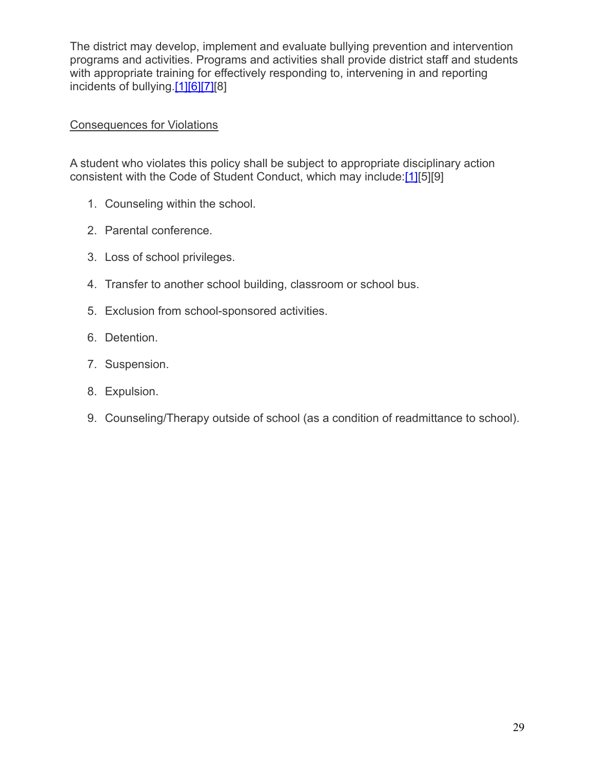The district may develop, implement and evaluate bullying prevention and intervention programs and activities. Programs and activities shall provide district staff and students with appropriate training for effectively responding to, intervening in and reporting incidents of bullying.[1][6][7][8]

Consequences for Violations

A student who violates this policy shall be subject to appropriate disciplinary action consistent with the Code of Student Conduct, which may include:[1][5][9]

1. Counseling within the school.
2. Parental conference.
3. Loss of school privileges.
4. Transfer to another school building, classroom or school bus.
5. Exclusion from school-sponsored activities.
6. Detention.
7. Suspension.
8. Expulsion.
9. Counseling/Therapy outside of school (as a condition of readmittance to school).